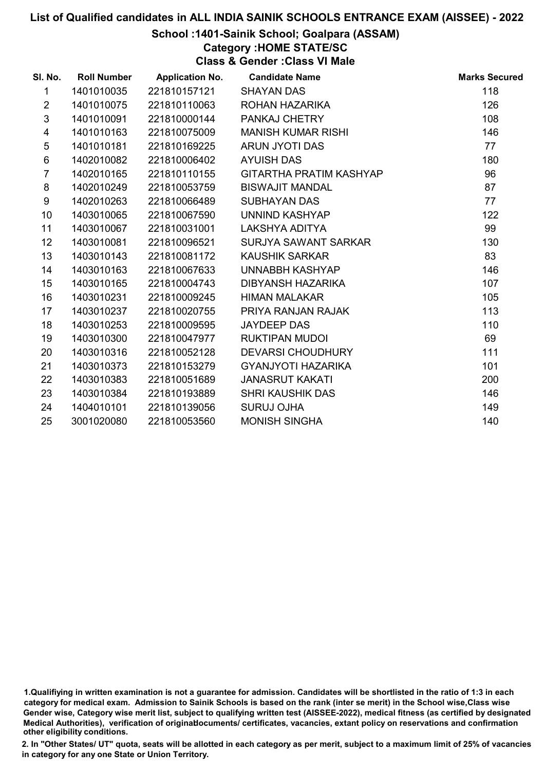# List of Qualified candidates in ALL INDIA SAINIK SCHOOLS ENTRANCE EXAM (AISSEE) - 2022

## School :1401-Sainik School; Goalpara (ASSAM)

### Category :HOME STATE/SC

### Class & Gender :Class VI Male

| Sl. No. | Roll Number | Application No. | Candidate Name | Marks Secured |
|---|---|---|---|---|
| 1 | 1401010035 | 221810157121 | SHAYAN DAS | 118 |
| 2 | 1401010075 | 221810110063 | ROHAN HAZARIKA | 126 |
| 3 | 1401010091 | 221810000144 | PANKAJ CHETRY | 108 |
| 4 | 1401010163 | 221810075009 | MANISH KUMAR RISHI | 146 |
| 5 | 1401010181 | 221810169225 | ARUN JYOTI DAS | 77 |
| 6 | 1402010082 | 221810006402 | AYUISH DAS | 180 |
| 7 | 1402010165 | 221810110155 | GITARTHA PRATIM KASHYAP | 96 |
| 8 | 1402010249 | 221810053759 | BISWAJIT MANDAL | 87 |
| 9 | 1402010263 | 221810066489 | SUBHAYAN DAS | 77 |
| 10 | 1403010065 | 221810067590 | UNNIND KASHYAP | 122 |
| 11 | 1403010067 | 221810031001 | LAKSHYA ADITYA | 99 |
| 12 | 1403010081 | 221810096521 | SURJYA SAWANT SARKAR | 130 |
| 13 | 1403010143 | 221810081172 | KAUSHIK SARKAR | 83 |
| 14 | 1403010163 | 221810067633 | UNNABBH KASHYAP | 146 |
| 15 | 1403010165 | 221810004743 | DIBYANSH HAZARIKA | 107 |
| 16 | 1403010231 | 221810009245 | HIMAN MALAKAR | 105 |
| 17 | 1403010237 | 221810020755 | PRIYA RANJAN RAJAK | 113 |
| 18 | 1403010253 | 221810009595 | JAYDEEP DAS | 110 |
| 19 | 1403010300 | 221810047977 | RUKTIPAN MUDOI | 69 |
| 20 | 1403010316 | 221810052128 | DEVARSI CHOUDHURY | 111 |
| 21 | 1403010373 | 221810153279 | GYANJYOTI HAZARIKA | 101 |
| 22 | 1403010383 | 221810051689 | JANASRUT KAKATI | 200 |
| 23 | 1403010384 | 221810193889 | SHRI KAUSHIK DAS | 146 |
| 24 | 1404010101 | 221810139056 | SURUJ OJHA | 149 |
| 25 | 3001020080 | 221810053560 | MONISH SINGHA | 140 |

1.Qualifiying in written examination is not a guarantee for admission. Candidates will be shortlisted in the ratio of 1:3 in each category for medical exam. Admission to Sainik Schools is based on the rank (inter se merit) in the School wise,Class wise Gender wise, Category wise merit list, subject to qualifying written test (AISSEE-2022), medical fitness (as certified by designated Medical Authorities), verification of originaldocuments/ certificates, vacancies, extant policy on reservations and confirmation other eligibility conditions.

2. In "Other States/ UT" quota, seats will be allotted in each category as per merit, subject to a maximum limit of 25% of vacancies in category for any one State or Union Territory.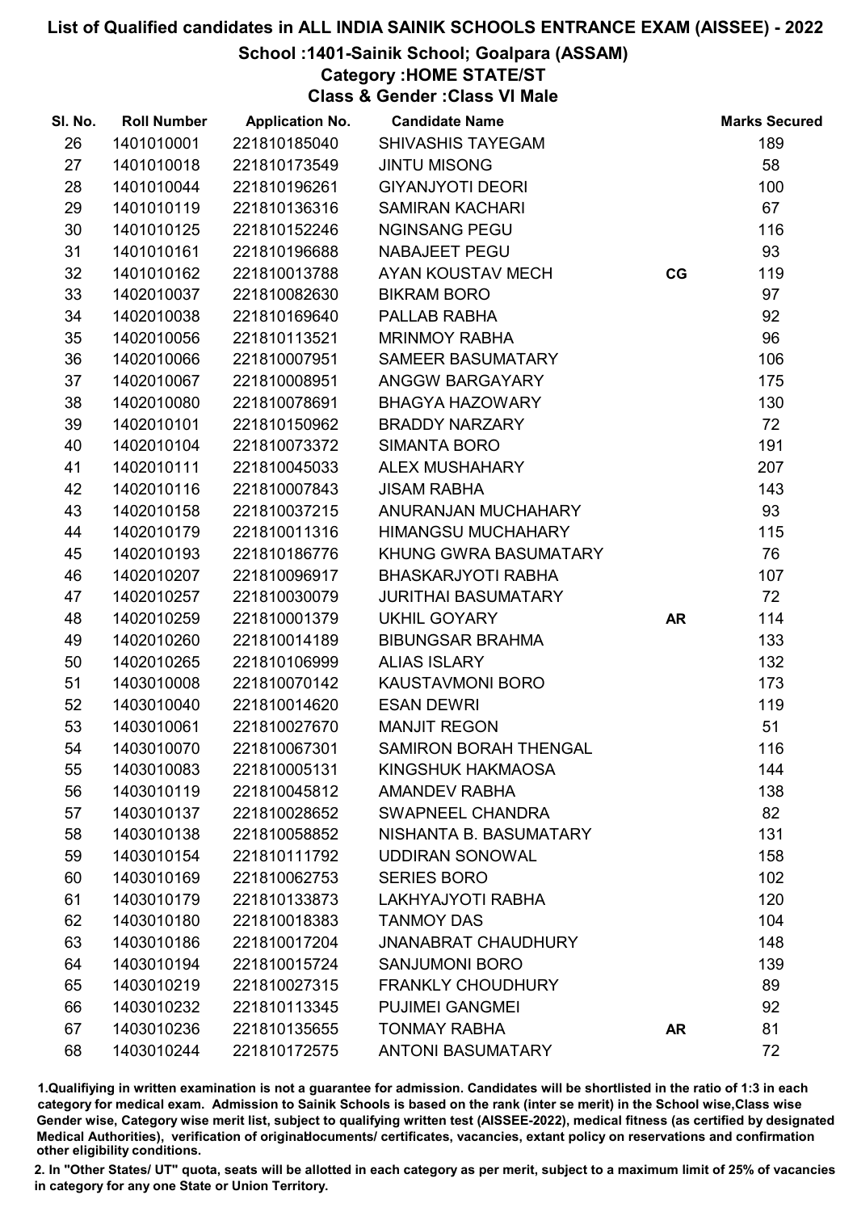# List of Qualified candidates in ALL INDIA SAINIK SCHOOLS ENTRANCE EXAM (AISSEE) - 2022

## School :1401-Sainik School; Goalpara (ASSAM)

### Category :HOME STATE/ST

### Class & Gender :Class VI Male

| Sl. No. | Roll Number | Application No. | Candidate Name | | Marks Secured |
|---|---|---|---|---|---|
| 26 | 1401010001 | 221810185040 | SHIVASHIS TAYEGAM | | 189 |
| 27 | 1401010018 | 221810173549 | JINTU MISONG | | 58 |
| 28 | 1401010044 | 221810196261 | GIYANJYOTI DEORI | | 100 |
| 29 | 1401010119 | 221810136316 | SAMIRAN KACHARI | | 67 |
| 30 | 1401010125 | 221810152246 | NGINSANG PEGU | | 116 |
| 31 | 1401010161 | 221810196688 | NABAJEET PEGU | | 93 |
| 32 | 1401010162 | 221810013788 | AYAN KOUSTAV MECH | CG | 119 |
| 33 | 1402010037 | 221810082630 | BIKRAM BORO | | 97 |
| 34 | 1402010038 | 221810169640 | PALLAB RABHA | | 92 |
| 35 | 1402010056 | 221810113521 | MRINMOY RABHA | | 96 |
| 36 | 1402010066 | 221810007951 | SAMEER BASUMATARY | | 106 |
| 37 | 1402010067 | 221810008951 | ANGGW BARGAYARY | | 175 |
| 38 | 1402010080 | 221810078691 | BHAGYA HAZOWARY | | 130 |
| 39 | 1402010101 | 221810150962 | BRADDY NARZARY | | 72 |
| 40 | 1402010104 | 221810073372 | SIMANTA BORO | | 191 |
| 41 | 1402010111 | 221810045033 | ALEX MUSHAHARY | | 207 |
| 42 | 1402010116 | 221810007843 | JISAM RABHA | | 143 |
| 43 | 1402010158 | 221810037215 | ANURANJAN MUCHAHARY | | 93 |
| 44 | 1402010179 | 221810011316 | HIMANGSU MUCHAHARY | | 115 |
| 45 | 1402010193 | 221810186776 | KHUNG GWRA BASUMATARY | | 76 |
| 46 | 1402010207 | 221810096917 | BHASKARJYOTI RABHA | | 107 |
| 47 | 1402010257 | 221810030079 | JURITHAI BASUMATARY | | 72 |
| 48 | 1402010259 | 221810001379 | UKHIL GOYARY | AR | 114 |
| 49 | 1402010260 | 221810014189 | BIBUNGSAR BRAHMA | | 133 |
| 50 | 1402010265 | 221810106999 | ALIAS ISLARY | | 132 |
| 51 | 1403010008 | 221810070142 | KAUSTAVMONI BORO | | 173 |
| 52 | 1403010040 | 221810014620 | ESAN DEWRI | | 119 |
| 53 | 1403010061 | 221810027670 | MANJIT REGON | | 51 |
| 54 | 1403010070 | 221810067301 | SAMIRON BORAH THENGAL | | 116 |
| 55 | 1403010083 | 221810005131 | KINGSHUK HAKMAOSA | | 144 |
| 56 | 1403010119 | 221810045812 | AMANDEV RABHA | | 138 |
| 57 | 1403010137 | 221810028652 | SWAPNEEL CHANDRA | | 82 |
| 58 | 1403010138 | 221810058852 | NISHANTA B. BASUMATARY | | 131 |
| 59 | 1403010154 | 221810111792 | UDDIRAN SONOWAL | | 158 |
| 60 | 1403010169 | 221810062753 | SERIES BORO | | 102 |
| 61 | 1403010179 | 221810133873 | LAKHYAJYOTI RABHA | | 120 |
| 62 | 1403010180 | 221810018383 | TANMOY DAS | | 104 |
| 63 | 1403010186 | 221810017204 | JNANABRAT CHAUDHURY | | 148 |
| 64 | 1403010194 | 221810015724 | SANJUMONI BORO | | 139 |
| 65 | 1403010219 | 221810027315 | FRANKLY CHOUDHURY | | 89 |
| 66 | 1403010232 | 221810113345 | PUJIMEI GANGMEI | | 92 |
| 67 | 1403010236 | 221810135655 | TONMAY RABHA | AR | 81 |
| 68 | 1403010244 | 221810172575 | ANTONI BASUMATARY | | 72 |

1.Qualifying in written examination is not a guarantee for admission. Candidates will be shortlisted in the ratio of 1:3 in each category for medical exam. Admission to Sainik Schools is based on the rank (inter se merit) in the School wise,Class wise Gender wise, Category wise merit list, subject to qualifying written test (AISSEE-2022), medical fitness (as certified by designated Medical Authorities), verification of originaldocuments/ certificates, vacancies, extant policy on reservations and confirmation other eligibility conditions.

2. In "Other States/ UT" quota, seats will be allotted in each category as per merit, subject to a maximum limit of 25% of vacancies in category for any one State or Union Territory.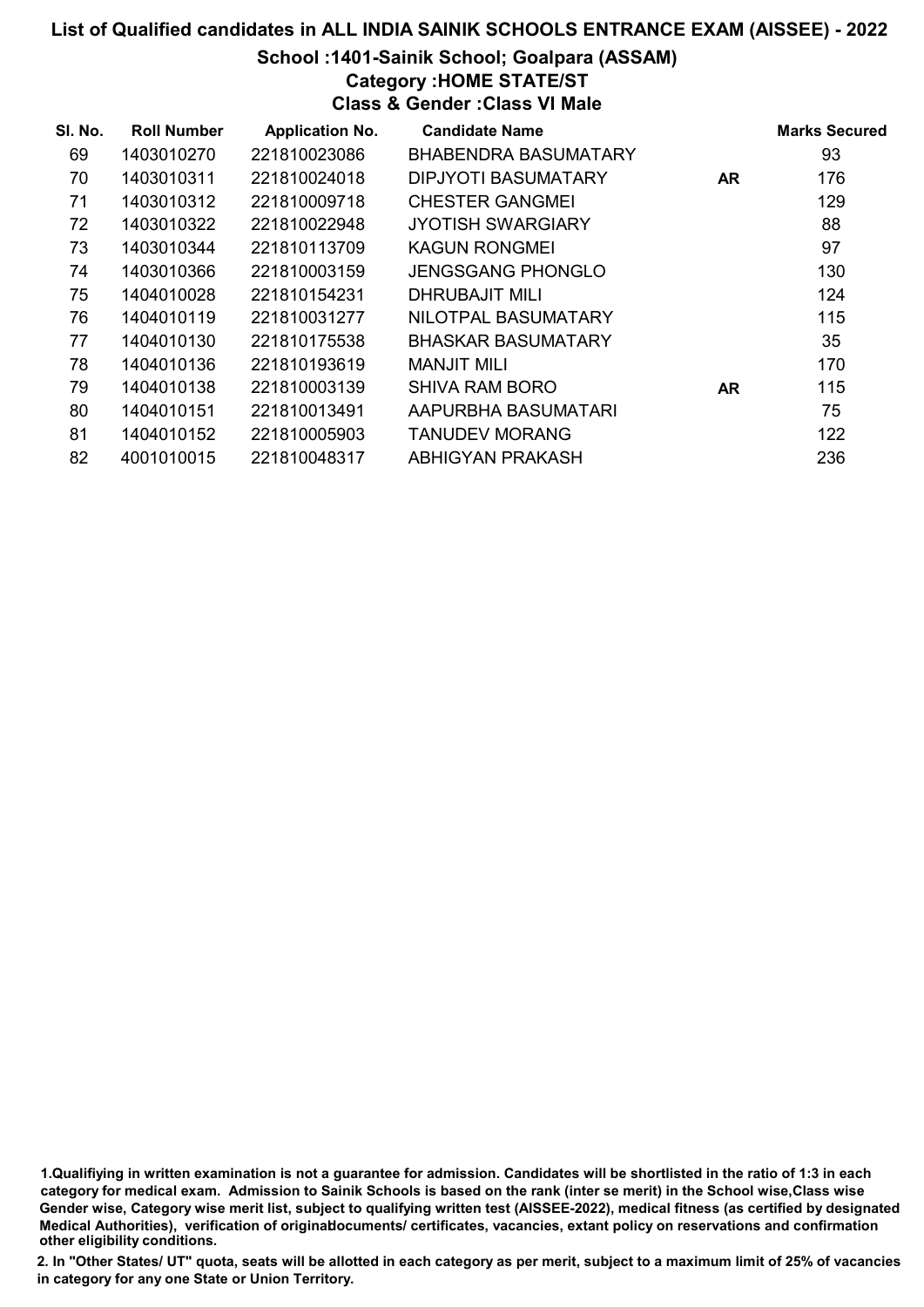# List of Qualified candidates in ALL INDIA SAINIK SCHOOLS ENTRANCE EXAM (AISSEE) - 2022

## School :1401-Sainik School; Goalpara (ASSAM)

### Category :HOME STATE/ST

### Class & Gender :Class VI Male

| Sl. No. | Roll Number | Application No. | Candidate Name | | Marks Secured |
|---|---|---|---|---|---|
| 69 | 1403010270 | 221810023086 | BHABENDRA BASUMATARY | | 93 |
| 70 | 1403010311 | 221810024018 | DIPJYOTI BASUMATARY | AR | 176 |
| 71 | 1403010312 | 221810009718 | CHESTER GANGMEI | | 129 |
| 72 | 1403010322 | 221810022948 | JYOTISH SWARGIARY | | 88 |
| 73 | 1403010344 | 221810113709 | KAGUN RONGMEI | | 97 |
| 74 | 1403010366 | 221810003159 | JENGSGANG PHONGLO | | 130 |
| 75 | 1404010028 | 221810154231 | DHRUBAJIT MILI | | 124 |
| 76 | 1404010119 | 221810031277 | NILOTPAL BASUMATARY | | 115 |
| 77 | 1404010130 | 221810175538 | BHASKAR BASUMATARY | | 35 |
| 78 | 1404010136 | 221810193619 | MANJIT MILI | | 170 |
| 79 | 1404010138 | 221810003139 | SHIVA RAM BORO | AR | 115 |
| 80 | 1404010151 | 221810013491 | AAPURBHA BASUMATARI | | 75 |
| 81 | 1404010152 | 221810005903 | TANUDEV MORANG | | 122 |
| 82 | 4001010015 | 221810048317 | ABHIGYAN PRAKASH | | 236 |

1.Qualifiying in written examination is not a guarantee for admission. Candidates will be shortlisted in the ratio of 1:3 in each category for medical exam. Admission to Sainik Schools is based on the rank (inter se merit) in the School wise,Class wise Gender wise, Category wise merit list, subject to qualifying written test (AISSEE-2022), medical fitness (as certified by designated Medical Authorities), verification of originaldocuments/ certificates, vacancies, extant policy on reservations and confirmation other eligibility conditions.

2. In "Other States/ UT" quota, seats will be allotted in each category as per merit, subject to a maximum limit of 25% of vacancies in category for any one State or Union Territory.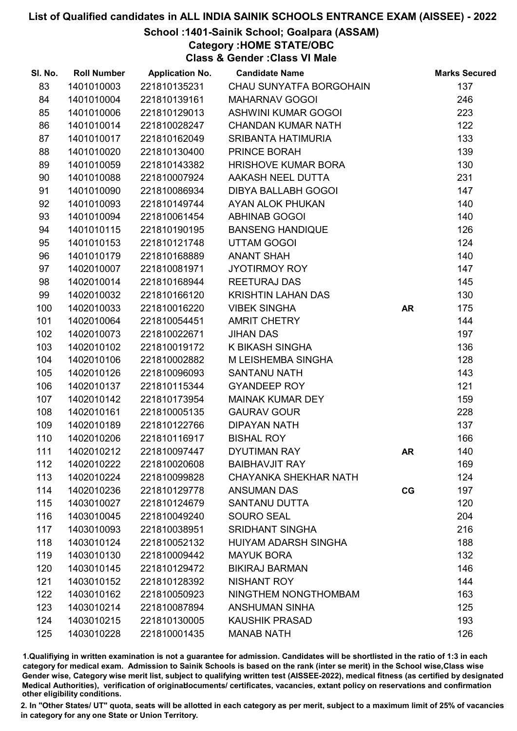# List of Qualified candidates in ALL INDIA SAINIK SCHOOLS ENTRANCE EXAM (AISSEE) - 2022

## School :1401-Sainik School; Goalpara (ASSAM)

### Category :HOME STATE/OBC

### Class & Gender :Class VI Male

| Sl. No. | Roll Number | Application No. | Candidate Name | | Marks Secured |
|---|---|---|---|---|---|
| 83 | 1401010003 | 221810135231 | CHAU SUNYATFA BORGOHAIN | | 137 |
| 84 | 1401010004 | 221810139161 | MAHARNAV GOGOI | | 246 |
| 85 | 1401010006 | 221810129013 | ASHWINI KUMAR GOGOI | | 223 |
| 86 | 1401010014 | 221810028247 | CHANDAN KUMAR NATH | | 122 |
| 87 | 1401010017 | 221810162049 | SRIBANTA HATIMURIA | | 133 |
| 88 | 1401010020 | 221810130400 | PRINCE BORAH | | 139 |
| 89 | 1401010059 | 221810143382 | HRISHOVE KUMAR BORA | | 130 |
| 90 | 1401010088 | 221810007924 | AAKASH NEEL DUTTA | | 231 |
| 91 | 1401010090 | 221810086934 | DIBYA BALLABH GOGOI | | 147 |
| 92 | 1401010093 | 221810149744 | AYAN ALOK PHUKAN | | 140 |
| 93 | 1401010094 | 221810061454 | ABHINAB GOGOI | | 140 |
| 94 | 1401010115 | 221810190195 | BANSENG HANDIQUE | | 126 |
| 95 | 1401010153 | 221810121748 | UTTAM GOGOI | | 124 |
| 96 | 1401010179 | 221810168889 | ANANT SHAH | | 140 |
| 97 | 1402010007 | 221810081971 | JYOTIRMOY ROY | | 147 |
| 98 | 1402010014 | 221810168944 | REETURAJ DAS | | 145 |
| 99 | 1402010032 | 221810166120 | KRISHTIN LAHAN DAS | | 130 |
| 100 | 1402010033 | 221810016220 | VIBEK SINGHA | AR | 175 |
| 101 | 1402010064 | 221810054451 | AMRIT CHETRY | | 144 |
| 102 | 1402010073 | 221810022671 | JIHAN DAS | | 197 |
| 103 | 1402010102 | 221810019172 | K BIKASH SINGHA | | 136 |
| 104 | 1402010106 | 221810002882 | M LEISHEMBA SINGHA | | 128 |
| 105 | 1402010126 | 221810096093 | SANTANU NATH | | 143 |
| 106 | 1402010137 | 221810115344 | GYANDEEP ROY | | 121 |
| 107 | 1402010142 | 221810173954 | MAINAK KUMAR DEY | | 159 |
| 108 | 1402010161 | 221810005135 | GAURAV GOUR | | 228 |
| 109 | 1402010189 | 221810122766 | DIPAYAN NATH | | 137 |
| 110 | 1402010206 | 221810116917 | BISHAL ROY | | 166 |
| 111 | 1402010212 | 221810097447 | DYUTIMAN RAY | AR | 140 |
| 112 | 1402010222 | 221810020608 | BAIBHAVJIT RAY | | 169 |
| 113 | 1402010224 | 221810099828 | CHAYANKA SHEKHAR NATH | | 124 |
| 114 | 1402010236 | 221810129778 | ANSUMAN DAS | CG | 197 |
| 115 | 1403010027 | 221810124679 | SANTANU DUTTA | | 120 |
| 116 | 1403010045 | 221810049240 | SOURO SEAL | | 204 |
| 117 | 1403010093 | 221810038951 | SRIDHANT SINGHA | | 216 |
| 118 | 1403010124 | 221810052132 | HUIYAM ADARSH SINGHA | | 188 |
| 119 | 1403010130 | 221810009442 | MAYUK BORA | | 132 |
| 120 | 1403010145 | 221810129472 | BIKIRAJ BARMAN | | 146 |
| 121 | 1403010152 | 221810128392 | NISHANT ROY | | 144 |
| 122 | 1403010162 | 221810050923 | NINGTHEM NONGTHOMBAM | | 163 |
| 123 | 1403010214 | 221810087894 | ANSHUMAN SINHA | | 125 |
| 124 | 1403010215 | 221810130005 | KAUSHIK PRASAD | | 193 |
| 125 | 1403010228 | 221810001435 | MANAB NATH | | 126 |

1.Qualifying in written examination is not a guarantee for admission. Candidates will be shortlisted in the ratio of 1:3 in each category for medical exam. Admission to Sainik Schools is based on the rank (inter se merit) in the School wise,Class wise Gender wise, Category wise merit list, subject to qualifying written test (AISSEE-2022), medical fitness (as certified by designated Medical Authorities), verification of originaldocuments/ certificates, vacancies, extant policy on reservations and confirmation other eligibility conditions.

2. In "Other States/ UT" quota, seats will be allotted in each category as per merit, subject to a maximum limit of 25% of vacancies in category for any one State or Union Territory.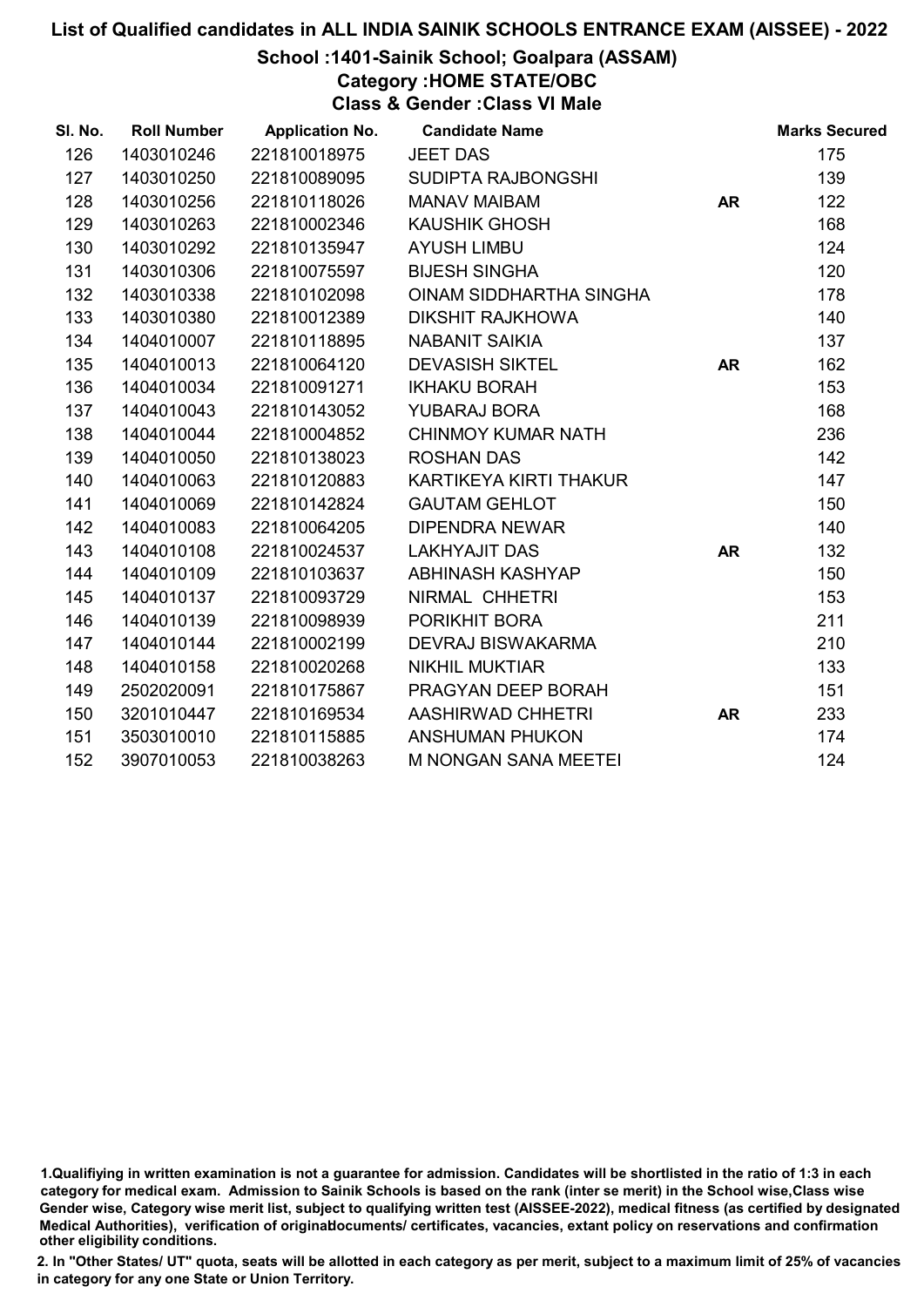# List of Qualified candidates in ALL INDIA SAINIK SCHOOLS ENTRANCE EXAM (AISSEE) - 2022

## School :1401-Sainik School; Goalpara (ASSAM)

### Category :HOME STATE/OBC

### Class & Gender :Class VI Male

| Sl. No. | Roll Number | Application No. | Candidate Name | | Marks Secured |
|---|---|---|---|---|---|
| 126 | 1403010246 | 221810018975 | JEET DAS | | 175 |
| 127 | 1403010250 | 221810089095 | SUDIPTA RAJBONGSHI | | 139 |
| 128 | 1403010256 | 221810118026 | MANAV MAIBAM | AR | 122 |
| 129 | 1403010263 | 221810002346 | KAUSHIK GHOSH | | 168 |
| 130 | 1403010292 | 221810135947 | AYUSH LIMBU | | 124 |
| 131 | 1403010306 | 221810075597 | BIJESH SINGHA | | 120 |
| 132 | 1403010338 | 221810102098 | OINAM SIDDHARTHA SINGHA | | 178 |
| 133 | 1403010380 | 221810012389 | DIKSHIT RAJKHOWA | | 140 |
| 134 | 1404010007 | 221810118895 | NABANIT SAIKIA | | 137 |
| 135 | 1404010013 | 221810064120 | DEVASISH SIKTEL | AR | 162 |
| 136 | 1404010034 | 221810091271 | IKHAKU BORAH | | 153 |
| 137 | 1404010043 | 221810143052 | YUBARAJ BORA | | 168 |
| 138 | 1404010044 | 221810004852 | CHINMOY KUMAR NATH | | 236 |
| 139 | 1404010050 | 221810138023 | ROSHAN DAS | | 142 |
| 140 | 1404010063 | 221810120883 | KARTIKEYA KIRTI THAKUR | | 147 |
| 141 | 1404010069 | 221810142824 | GAUTAM GEHLOT | | 150 |
| 142 | 1404010083 | 221810064205 | DIPENDRA NEWAR | | 140 |
| 143 | 1404010108 | 221810024537 | LAKHYAJIT DAS | AR | 132 |
| 144 | 1404010109 | 221810103637 | ABHINASH KASHYAP | | 150 |
| 145 | 1404010137 | 221810093729 | NIRMAL CHHETRI | | 153 |
| 146 | 1404010139 | 221810098939 | PORIKHIT BORA | | 211 |
| 147 | 1404010144 | 221810002199 | DEVRAJ BISWAKARMA | | 210 |
| 148 | 1404010158 | 221810020268 | NIKHIL MUKTIAR | | 133 |
| 149 | 2502020091 | 221810175867 | PRAGYAN DEEP BORAH | | 151 |
| 150 | 3201010447 | 221810169534 | AASHIRWAD CHHETRI | AR | 233 |
| 151 | 3503010010 | 221810115885 | ANSHUMAN PHUKON | | 174 |
| 152 | 3907010053 | 221810038263 | M NONGAN SANA MEETEI | | 124 |

1.Qualifiying in written examination is not a guarantee for admission. Candidates will be shortlisted in the ratio of 1:3 in each category for medical exam. Admission to Sainik Schools is based on the rank (inter se merit) in the School wise,Class wise Gender wise, Category wise merit list, subject to qualifying written test (AISSEE-2022), medical fitness (as certified by designated Medical Authorities), verification of originaldocuments/ certificates, vacancies, extant policy on reservations and confirmation other eligibility conditions.

2. In "Other States/ UT" quota, seats will be allotted in each category as per merit, subject to a maximum limit of 25% of vacancies in category for any one State or Union Territory.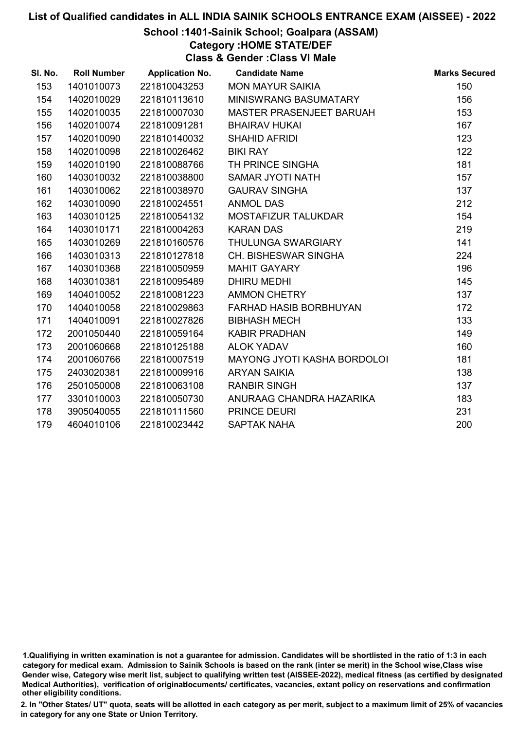# List of Qualified candidates in ALL INDIA SAINIK SCHOOLS ENTRANCE EXAM (AISSEE) - 2022

## School :1401-Sainik School; Goalpara (ASSAM)

### Category :HOME STATE/DEF

### Class & Gender :Class VI Male

| Sl. No. | Roll Number | Application No. | Candidate Name | Marks Secured |
|---|---|---|---|---|
| 153 | 1401010073 | 221810043253 | MON MAYUR SAIKIA | 150 |
| 154 | 1402010029 | 221810113610 | MINISWRANG BASUMATARY | 156 |
| 155 | 1402010035 | 221810007030 | MASTER PRASENJEET BARUAH | 153 |
| 156 | 1402010074 | 221810091281 | BHAIRAV HUKAI | 167 |
| 157 | 1402010090 | 221810140032 | SHAHID AFRIDI | 123 |
| 158 | 1402010098 | 221810026462 | BIKI RAY | 122 |
| 159 | 1402010190 | 221810088766 | TH PRINCE SINGHA | 181 |
| 160 | 1403010032 | 221810038800 | SAMAR JYOTI NATH | 157 |
| 161 | 1403010062 | 221810038970 | GAURAV SINGHA | 137 |
| 162 | 1403010090 | 221810024551 | ANMOL DAS | 212 |
| 163 | 1403010125 | 221810054132 | MOSTAFIZUR TALUKDAR | 154 |
| 164 | 1403010171 | 221810004263 | KARAN DAS | 219 |
| 165 | 1403010269 | 221810160576 | THULUNGA SWARGIARY | 141 |
| 166 | 1403010313 | 221810127818 | CH. BISHESWAR SINGHA | 224 |
| 167 | 1403010368 | 221810050959 | MAHIT GAYARY | 196 |
| 168 | 1403010381 | 221810095489 | DHIRU MEDHI | 145 |
| 169 | 1404010052 | 221810081223 | AMMON CHETRY | 137 |
| 170 | 1404010058 | 221810029863 | FARHAD HASIB BORBHUYAN | 172 |
| 171 | 1404010091 | 221810027826 | BIBHASH MECH | 133 |
| 172 | 2001050440 | 221810059164 | KABIR PRADHAN | 149 |
| 173 | 2001060668 | 221810125188 | ALOK YADAV | 160 |
| 174 | 2001060766 | 221810007519 | MAYONG JYOTI KASHA BORDOLOI | 181 |
| 175 | 2403020381 | 221810009916 | ARYAN SAIKIA | 138 |
| 176 | 2501050008 | 221810063108 | RANBIR SINGH | 137 |
| 177 | 3301010003 | 221810050730 | ANURAAG CHANDRA HAZARIKA | 183 |
| 178 | 3905040055 | 221810111560 | PRINCE DEURI | 231 |
| 179 | 4604010106 | 221810023442 | SAPTAK NAHA | 200 |

1.Qualifiying in written examination is not a guarantee for admission. Candidates will be shortlisted in the ratio of 1:3 in each category for medical exam. Admission to Sainik Schools is based on the rank (inter se merit) in the School wise,Class wise Gender wise, Category wise merit list, subject to qualifying written test (AISSEE-2022), medical fitness (as certified by designated Medical Authorities), verification of originaldocuments/ certificates, vacancies, extant policy on reservations and confirmation other eligibility conditions.

2. In "Other States/ UT" quota, seats will be allotted in each category as per merit, subject to a maximum limit of 25% of vacancies in category for any one State or Union Territory.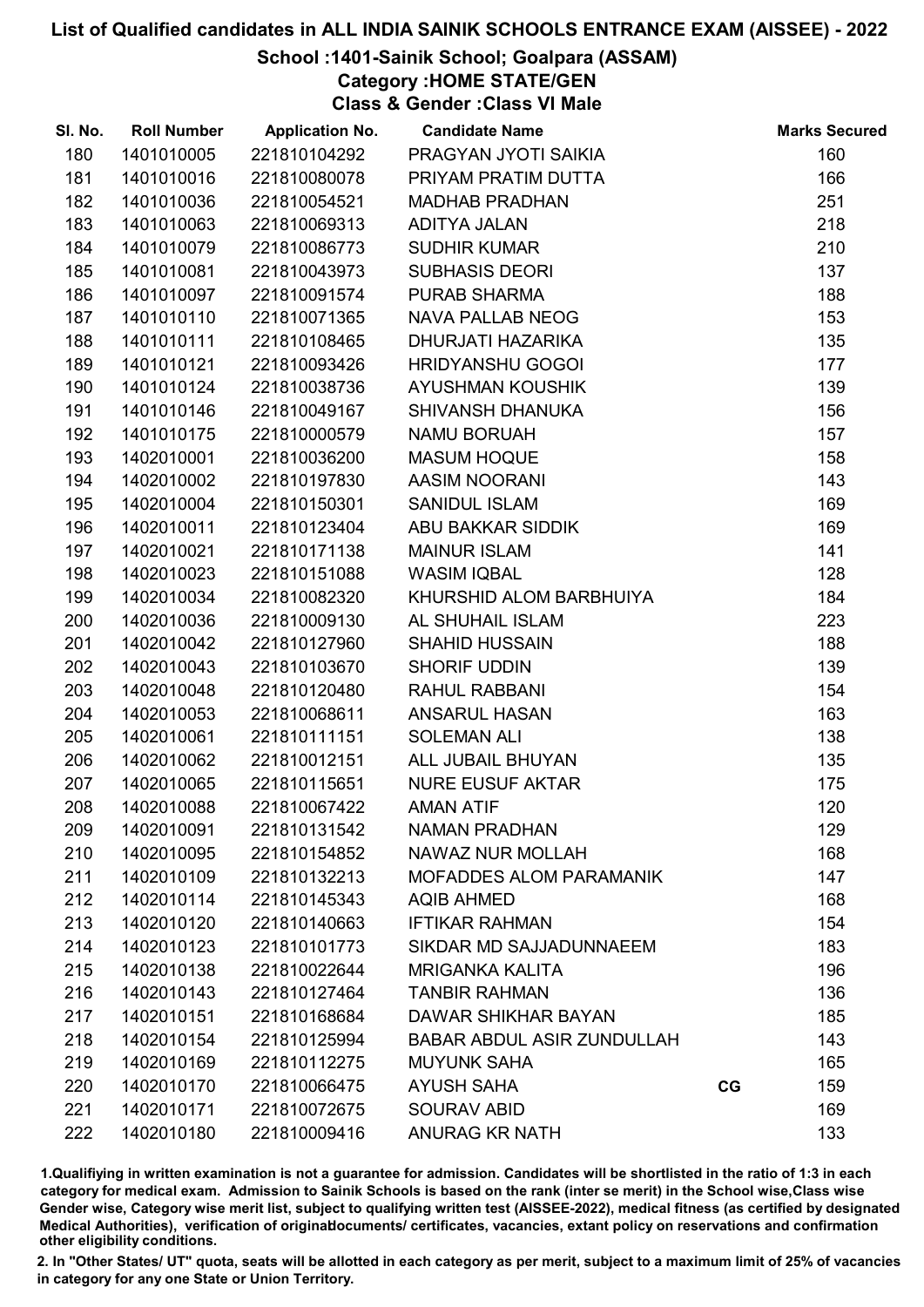# List of Qualified candidates in ALL INDIA SAINIK SCHOOLS ENTRANCE EXAM (AISSEE) - 2022

## School :1401-Sainik School; Goalpara (ASSAM)

### Category :HOME STATE/GEN

### Class & Gender :Class VI Male

| Sl. No. | Roll Number | Application No. | Candidate Name | | Marks Secured |
|---|---|---|---|---|---|
| 180 | 1401010005 | 221810104292 | PRAGYAN JYOTI SAIKIA | | 160 |
| 181 | 1401010016 | 221810080078 | PRIYAM PRATIM DUTTA | | 166 |
| 182 | 1401010036 | 221810054521 | MADHAB PRADHAN | | 251 |
| 183 | 1401010063 | 221810069313 | ADITYA JALAN | | 218 |
| 184 | 1401010079 | 221810086773 | SUDHIR KUMAR | | 210 |
| 185 | 1401010081 | 221810043973 | SUBHASIS DEORI | | 137 |
| 186 | 1401010097 | 221810091574 | PURAB SHARMA | | 188 |
| 187 | 1401010110 | 221810071365 | NAVA PALLAB NEOG | | 153 |
| 188 | 1401010111 | 221810108465 | DHURJATI HAZARIKA | | 135 |
| 189 | 1401010121 | 221810093426 | HRIDYANSHU GOGOI | | 177 |
| 190 | 1401010124 | 221810038736 | AYUSHMAN KOUSHIK | | 139 |
| 191 | 1401010146 | 221810049167 | SHIVANSH DHANUKA | | 156 |
| 192 | 1401010175 | 221810000579 | NAMU BORUAH | | 157 |
| 193 | 1402010001 | 221810036200 | MASUM HOQUE | | 158 |
| 194 | 1402010002 | 221810197830 | AASIM NOORANI | | 143 |
| 195 | 1402010004 | 221810150301 | SANIDUL ISLAM | | 169 |
| 196 | 1402010011 | 221810123404 | ABU BAKKAR SIDDIK | | 169 |
| 197 | 1402010021 | 221810171138 | MAINUR ISLAM | | 141 |
| 198 | 1402010023 | 221810151088 | WASIM IQBAL | | 128 |
| 199 | 1402010034 | 221810082320 | KHURSHID ALOM BARBHUIYA | | 184 |
| 200 | 1402010036 | 221810009130 | AL SHUHAIL ISLAM | | 223 |
| 201 | 1402010042 | 221810127960 | SHAHID HUSSAIN | | 188 |
| 202 | 1402010043 | 221810103670 | SHORIF UDDIN | | 139 |
| 203 | 1402010048 | 221810120480 | RAHUL RABBANI | | 154 |
| 204 | 1402010053 | 221810068611 | ANSARUL HASAN | | 163 |
| 205 | 1402010061 | 221810111151 | SOLEMAN ALI | | 138 |
| 206 | 1402010062 | 221810012151 | ALL JUBAIL BHUYAN | | 135 |
| 207 | 1402010065 | 221810115651 | NURE EUSUF AKTAR | | 175 |
| 208 | 1402010088 | 221810067422 | AMAN ATIF | | 120 |
| 209 | 1402010091 | 221810131542 | NAMAN PRADHAN | | 129 |
| 210 | 1402010095 | 221810154852 | NAWAZ NUR MOLLAH | | 168 |
| 211 | 1402010109 | 221810132213 | MOFADDES ALOM PARAMANIK | | 147 |
| 212 | 1402010114 | 221810145343 | AQIB AHMED | | 168 |
| 213 | 1402010120 | 221810140663 | IFTIKAR RAHMAN | | 154 |
| 214 | 1402010123 | 221810101773 | SIKDAR MD SAJJADUNNAEEM | | 183 |
| 215 | 1402010138 | 221810022644 | MRIGANKA KALITA | | 196 |
| 216 | 1402010143 | 221810127464 | TANBIR RAHMAN | | 136 |
| 217 | 1402010151 | 221810168684 | DAWAR SHIKHAR BAYAN | | 185 |
| 218 | 1402010154 | 221810125994 | BABAR ABDUL ASIR ZUNDULLAH | | 143 |
| 219 | 1402010169 | 221810112275 | MUYUNK SAHA | | 165 |
| 220 | 1402010170 | 221810066475 | AYUSH SAHA | CG | 159 |
| 221 | 1402010171 | 221810072675 | SOURAV ABID | | 169 |
| 222 | 1402010180 | 221810009416 | ANURAG KR NATH | | 133 |

1.Qualifying in written examination is not a guarantee for admission. Candidates will be shortlisted in the ratio of 1:3 in each category for medical exam. Admission to Sainik Schools is based on the rank (inter se merit) in the School wise,Class wise Gender wise, Category wise merit list, subject to qualifying written test (AISSEE-2022), medical fitness (as certified by designated Medical Authorities), verification of originaldocuments/ certificates, vacancies, extant policy on reservations and confirmation other eligibility conditions.

2. In "Other States/ UT" quota, seats will be allotted in each category as per merit, subject to a maximum limit of 25% of vacancies in category for any one State or Union Territory.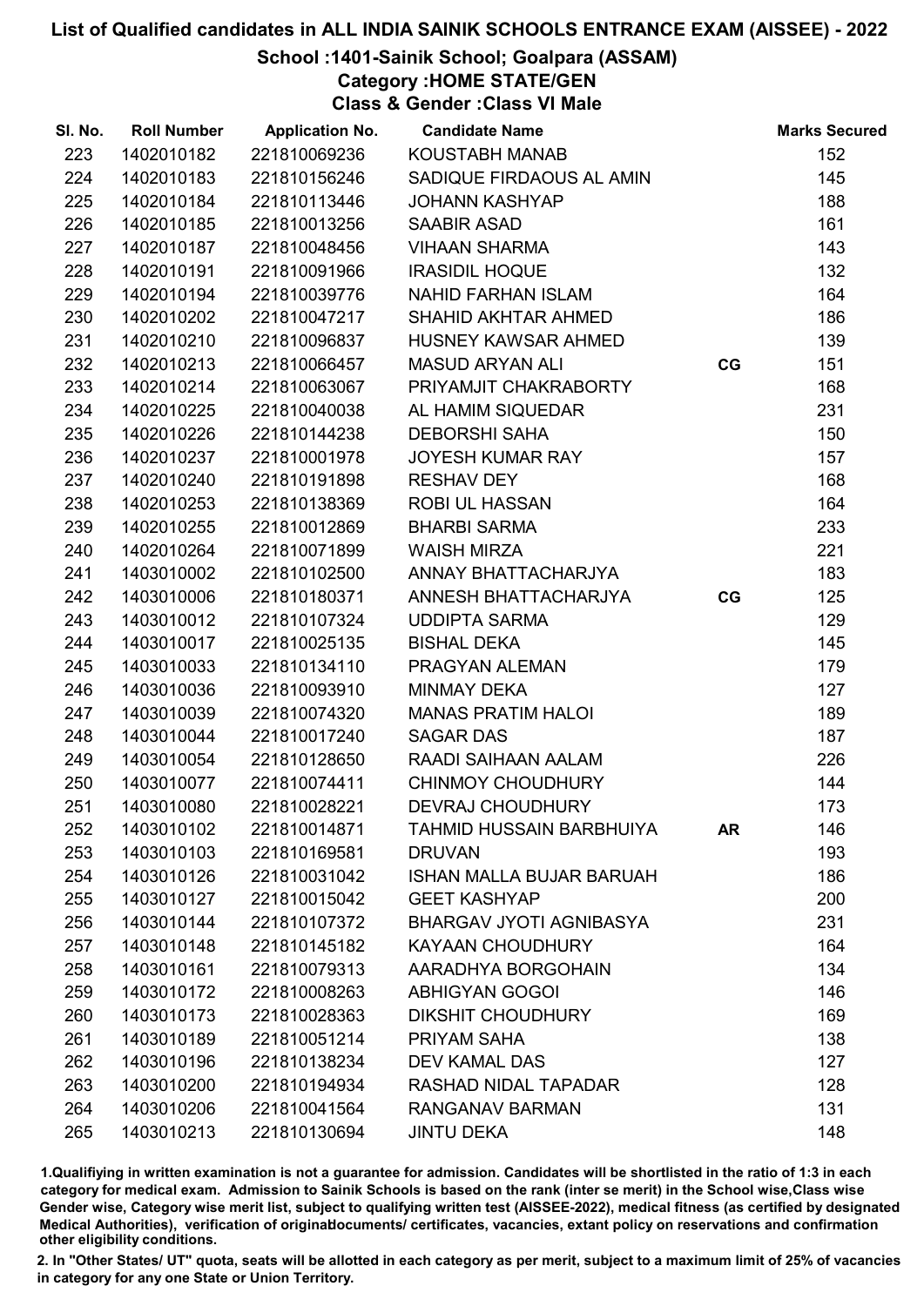# List of Qualified candidates in ALL INDIA SAINIK SCHOOLS ENTRANCE EXAM (AISSEE) - 2022

## School :1401-Sainik School; Goalpara (ASSAM)

### Category :HOME STATE/GEN

### Class & Gender :Class VI Male

| Sl. No. | Roll Number | Application No. | Candidate Name | | Marks Secured |
|---|---|---|---|---|---|
| 223 | 1402010182 | 221810069236 | KOUSTABH MANAB | | 152 |
| 224 | 1402010183 | 221810156246 | SADIQUE FIRDAOUS AL AMIN | | 145 |
| 225 | 1402010184 | 221810113446 | JOHANN KASHYAP | | 188 |
| 226 | 1402010185 | 221810013256 | SAABIR ASAD | | 161 |
| 227 | 1402010187 | 221810048456 | VIHAAN SHARMA | | 143 |
| 228 | 1402010191 | 221810091966 | IRASIDIL HOQUE | | 132 |
| 229 | 1402010194 | 221810039776 | NAHID FARHAN ISLAM | | 164 |
| 230 | 1402010202 | 221810047217 | SHAHID AKHTAR AHMED | | 186 |
| 231 | 1402010210 | 221810096837 | HUSNEY KAWSAR AHMED | | 139 |
| 232 | 1402010213 | 221810066457 | MASUD ARYAN ALI | CG | 151 |
| 233 | 1402010214 | 221810063067 | PRIYAMJIT CHAKRABORTY | | 168 |
| 234 | 1402010225 | 221810040038 | AL HAMIM SIQUEDAR | | 231 |
| 235 | 1402010226 | 221810144238 | DEBORSHI SAHA | | 150 |
| 236 | 1402010237 | 221810001978 | JOYESH KUMAR RAY | | 157 |
| 237 | 1402010240 | 221810191898 | RESHAV DEY | | 168 |
| 238 | 1402010253 | 221810138369 | ROBI UL HASSAN | | 164 |
| 239 | 1402010255 | 221810012869 | BHARBI SARMA | | 233 |
| 240 | 1402010264 | 221810071899 | WAISH MIRZA | | 221 |
| 241 | 1403010002 | 221810102500 | ANNAY BHATTACHARJYA | | 183 |
| 242 | 1403010006 | 221810180371 | ANNESH BHATTACHARJYA | CG | 125 |
| 243 | 1403010012 | 221810107324 | UDDIPTA SARMA | | 129 |
| 244 | 1403010017 | 221810025135 | BISHAL DEKA | | 145 |
| 245 | 1403010033 | 221810134110 | PRAGYAN ALEMAN | | 179 |
| 246 | 1403010036 | 221810093910 | MINMAY DEKA | | 127 |
| 247 | 1403010039 | 221810074320 | MANAS PRATIM HALOI | | 189 |
| 248 | 1403010044 | 221810017240 | SAGAR DAS | | 187 |
| 249 | 1403010054 | 221810128650 | RAADI SAIHAAN AALAM | | 226 |
| 250 | 1403010077 | 221810074411 | CHINMOY CHOUDHURY | | 144 |
| 251 | 1403010080 | 221810028221 | DEVRAJ CHOUDHURY | | 173 |
| 252 | 1403010102 | 221810014871 | TAHMID HUSSAIN BARBHUIYA | AR | 146 |
| 253 | 1403010103 | 221810169581 | DRUVAN | | 193 |
| 254 | 1403010126 | 221810031042 | ISHAN MALLA BUJAR BARUAH | | 186 |
| 255 | 1403010127 | 221810015042 | GEET KASHYAP | | 200 |
| 256 | 1403010144 | 221810107372 | BHARGAV JYOTI AGNIBASYA | | 231 |
| 257 | 1403010148 | 221810145182 | KAYAAN CHOUDHURY | | 164 |
| 258 | 1403010161 | 221810079313 | AARADHYA BORGOHAIN | | 134 |
| 259 | 1403010172 | 221810008263 | ABHIGYAN GOGOI | | 146 |
| 260 | 1403010173 | 221810028363 | DIKSHIT CHOUDHURY | | 169 |
| 261 | 1403010189 | 221810051214 | PRIYAM SAHA | | 138 |
| 262 | 1403010196 | 221810138234 | DEV KAMAL DAS | | 127 |
| 263 | 1403010200 | 221810194934 | RASHAD NIDAL TAPADAR | | 128 |
| 264 | 1403010206 | 221810041564 | RANGANAV BARMAN | | 131 |
| 265 | 1403010213 | 221810130694 | JINTU DEKA | | 148 |

1.Qualifiying in written examination is not a guarantee for admission. Candidates will be shortlisted in the ratio of 1:3 in each category for medical exam. Admission to Sainik Schools is based on the rank (inter se merit) in the School wise,Class wise Gender wise, Category wise merit list, subject to qualifying written test (AISSEE-2022), medical fitness (as certified by designated Medical Authorities), verification of originaldocuments/ certificates, vacancies, extant policy on reservations and confirmation other eligibility conditions.

2. In "Other States/ UT" quota, seats will be allotted in each category as per merit, subject to a maximum limit of 25% of vacancies in category for any one State or Union Territory.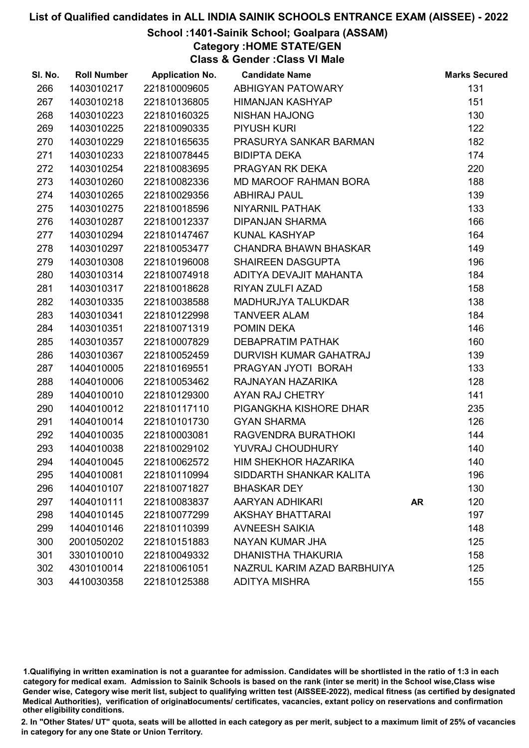# List of Qualified candidates in ALL INDIA SAINIK SCHOOLS ENTRANCE EXAM (AISSEE) - 2022

## School :1401-Sainik School; Goalpara (ASSAM)

### Category :HOME STATE/GEN

### Class & Gender :Class VI Male

| Sl. No. | Roll Number | Application No. | Candidate Name | | Marks Secured |
|---|---|---|---|---|---|
| 266 | 1403010217 | 221810009605 | ABHIGYAN PATOWARY | | 131 |
| 267 | 1403010218 | 221810136805 | HIMANJAN KASHYAP | | 151 |
| 268 | 1403010223 | 221810160325 | NISHAN HAJONG | | 130 |
| 269 | 1403010225 | 221810090335 | PIYUSH KURI | | 122 |
| 270 | 1403010229 | 221810165635 | PRASURYA SANKAR BARMAN | | 182 |
| 271 | 1403010233 | 221810078445 | BIDIPTA DEKA | | 174 |
| 272 | 1403010254 | 221810083695 | PRAGYAN RK DEKA | | 220 |
| 273 | 1403010260 | 221810082336 | MD MAROOF RAHMAN BORA | | 188 |
| 274 | 1403010265 | 221810029356 | ABHIRAJ PAUL | | 139 |
| 275 | 1403010275 | 221810018596 | NIYARNIL PATHAK | | 133 |
| 276 | 1403010287 | 221810012337 | DIPANJAN SHARMA | | 166 |
| 277 | 1403010294 | 221810147467 | KUNAL KASHYAP | | 164 |
| 278 | 1403010297 | 221810053477 | CHANDRA BHAWN BHASKAR | | 149 |
| 279 | 1403010308 | 221810196008 | SHAIREEN DASGUPTA | | 196 |
| 280 | 1403010314 | 221810074918 | ADITYA DEVAJIT MAHANTA | | 184 |
| 281 | 1403010317 | 221810018628 | RIYAN ZULFI AZAD | | 158 |
| 282 | 1403010335 | 221810038588 | MADHURJYA TALUKDAR | | 138 |
| 283 | 1403010341 | 221810122998 | TANVEER ALAM | | 184 |
| 284 | 1403010351 | 221810071319 | POMIN DEKA | | 146 |
| 285 | 1403010357 | 221810007829 | DEBAPRATIM PATHAK | | 160 |
| 286 | 1403010367 | 221810052459 | DURVISH KUMAR GAHATRAJ | | 139 |
| 287 | 1404010005 | 221810169551 | PRAGYAN JYOTI BORAH | | 133 |
| 288 | 1404010006 | 221810053462 | RAJNAYAN HAZARIKA | | 128 |
| 289 | 1404010010 | 221810129300 | AYAN RAJ CHETRY | | 141 |
| 290 | 1404010012 | 221810117110 | PIGANGKHA KISHORE DHAR | | 235 |
| 291 | 1404010014 | 221810101730 | GYAN SHARMA | | 126 |
| 292 | 1404010035 | 221810003081 | RAGVENDRA BURATHOKI | | 144 |
| 293 | 1404010038 | 221810029102 | YUVRAJ CHOUDHURY | | 140 |
| 294 | 1404010045 | 221810062572 | HIM SHEKHOR HAZARIKA | | 140 |
| 295 | 1404010081 | 221810110994 | SIDDARTH SHANKAR KALITA | | 196 |
| 296 | 1404010107 | 221810071827 | BHASKAR DEY | | 130 |
| 297 | 1404010111 | 221810083837 | AARYAN ADHIKARI | AR | 120 |
| 298 | 1404010145 | 221810077299 | AKSHAY BHATTARAI | | 197 |
| 299 | 1404010146 | 221810110399 | AVNEESH SAIKIA | | 148 |
| 300 | 2001050202 | 221810151883 | NAYAN KUMAR JHA | | 125 |
| 301 | 3301010010 | 221810049332 | DHANISTHA THAKURIA | | 158 |
| 302 | 4301010014 | 221810061051 | NAZRUL KARIM AZAD BARBHUIYA | | 125 |
| 303 | 4410030358 | 221810125388 | ADITYA MISHRA | | 155 |

1.Qualifiying in written examination is not a guarantee for admission. Candidates will be shortlisted in the ratio of 1:3 in each category for medical exam. Admission to Sainik Schools is based on the rank (inter se merit) in the School wise,Class wise Gender wise, Category wise merit list, subject to qualifying written test (AISSEE-2022), medical fitness (as certified by designated Medical Authorities), verification of originaldocuments/ certificates, vacancies, extant policy on reservations and confirmation other eligibility conditions.

2. In "Other States/ UT" quota, seats will be allotted in each category as per merit, subject to a maximum limit of 25% of vacancies in category for any one State or Union Territory.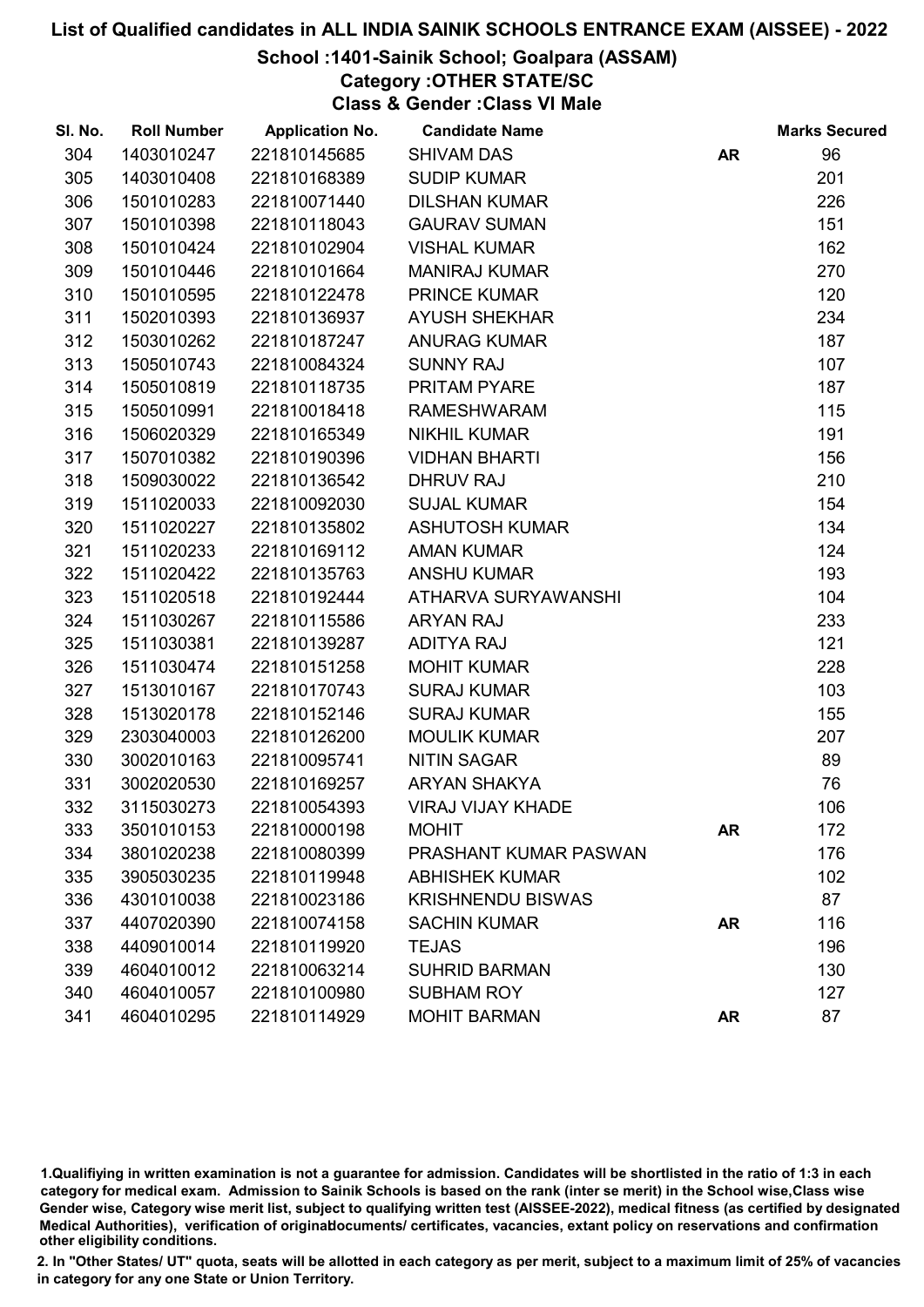# List of Qualified candidates in ALL INDIA SAINIK SCHOOLS ENTRANCE EXAM (AISSEE) - 2022

## School :1401-Sainik School; Goalpara (ASSAM)

### Category :OTHER STATE/SC

### Class & Gender :Class VI Male

| Sl. No. | Roll Number | Application No. | Candidate Name | | Marks Secured |
|---|---|---|---|---|---|
| 304 | 1403010247 | 221810145685 | SHIVAM DAS | AR | 96 |
| 305 | 1403010408 | 221810168389 | SUDIP KUMAR | | 201 |
| 306 | 1501010283 | 221810071440 | DILSHAN KUMAR | | 226 |
| 307 | 1501010398 | 221810118043 | GAURAV SUMAN | | 151 |
| 308 | 1501010424 | 221810102904 | VISHAL KUMAR | | 162 |
| 309 | 1501010446 | 221810101664 | MANIRAJ KUMAR | | 270 |
| 310 | 1501010595 | 221810122478 | PRINCE KUMAR | | 120 |
| 311 | 1502010393 | 221810136937 | AYUSH SHEKHAR | | 234 |
| 312 | 1503010262 | 221810187247 | ANURAG KUMAR | | 187 |
| 313 | 1505010743 | 221810084324 | SUNNY RAJ | | 107 |
| 314 | 1505010819 | 221810118735 | PRITAM PYARE | | 187 |
| 315 | 1505010991 | 221810018418 | RAMESHWARAM | | 115 |
| 316 | 1506020329 | 221810165349 | NIKHIL KUMAR | | 191 |
| 317 | 1507010382 | 221810190396 | VIDHAN BHARTI | | 156 |
| 318 | 1509030022 | 221810136542 | DHRUV RAJ | | 210 |
| 319 | 1511020033 | 221810092030 | SUJAL KUMAR | | 154 |
| 320 | 1511020227 | 221810135802 | ASHUTOSH KUMAR | | 134 |
| 321 | 1511020233 | 221810169112 | AMAN KUMAR | | 124 |
| 322 | 1511020422 | 221810135763 | ANSHU KUMAR | | 193 |
| 323 | 1511020518 | 221810192444 | ATHARVA SURYAWANSHI | | 104 |
| 324 | 1511030267 | 221810115586 | ARYAN RAJ | | 233 |
| 325 | 1511030381 | 221810139287 | ADITYA RAJ | | 121 |
| 326 | 1511030474 | 221810151258 | MOHIT KUMAR | | 228 |
| 327 | 1513010167 | 221810170743 | SURAJ KUMAR | | 103 |
| 328 | 1513020178 | 221810152146 | SURAJ KUMAR | | 155 |
| 329 | 2303040003 | 221810126200 | MOULIK KUMAR | | 207 |
| 330 | 3002010163 | 221810095741 | NITIN SAGAR | | 89 |
| 331 | 3002020530 | 221810169257 | ARYAN SHAKYA | | 76 |
| 332 | 3115030273 | 221810054393 | VIRAJ VIJAY KHADE | | 106 |
| 333 | 3501010153 | 221810000198 | MOHIT | AR | 172 |
| 334 | 3801020238 | 221810080399 | PRASHANT KUMAR PASWAN | | 176 |
| 335 | 3905030235 | 221810119948 | ABHISHEK KUMAR | | 102 |
| 336 | 4301010038 | 221810023186 | KRISHNENDU BISWAS | | 87 |
| 337 | 4407020390 | 221810074158 | SACHIN KUMAR | AR | 116 |
| 338 | 4409010014 | 221810119920 | TEJAS | | 196 |
| 339 | 4604010012 | 221810063214 | SUHRID BARMAN | | 130 |
| 340 | 4604010057 | 221810100980 | SUBHAM ROY | | 127 |
| 341 | 4604010295 | 221810114929 | MOHIT BARMAN | AR | 87 |

1.Qualifiying in written examination is not a guarantee for admission. Candidates will be shortlisted in the ratio of 1:3 in each category for medical exam. Admission to Sainik Schools is based on the rank (inter se merit) in the School wise,Class wise Gender wise, Category wise merit list, subject to qualifying written test (AISSEE-2022), medical fitness (as certified by designated Medical Authorities), verification of originaldocuments/ certificates, vacancies, extant policy on reservations and confirmation other eligibility conditions.

2. In "Other States/ UT" quota, seats will be allotted in each category as per merit, subject to a maximum limit of 25% of vacancies in category for any one State or Union Territory.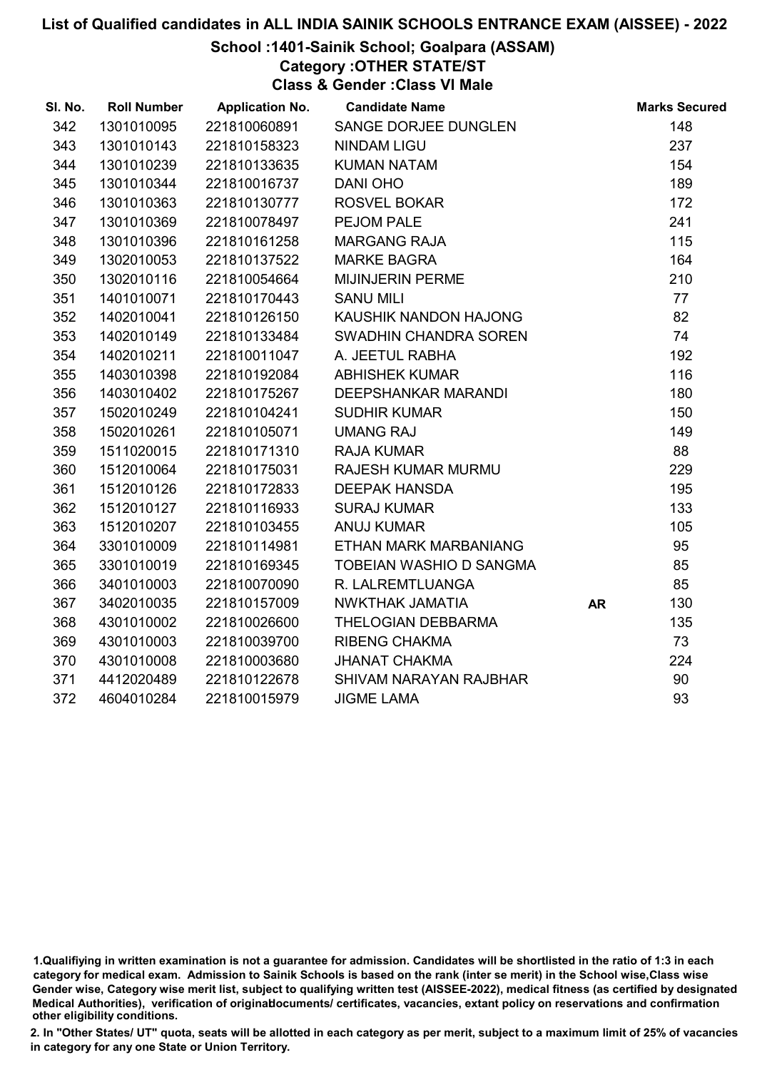# List of Qualified candidates in ALL INDIA SAINIK SCHOOLS ENTRANCE EXAM (AISSEE) - 2022

## School :1401-Sainik School; Goalpara (ASSAM)

### Category :OTHER STATE/ST

### Class & Gender :Class VI Male

| Sl. No. | Roll Number | Application No. | Candidate Name | | Marks Secured |
|---|---|---|---|---|---|
| 342 | 1301010095 | 221810060891 | SANGE DORJEE DUNGLEN | | 148 |
| 343 | 1301010143 | 221810158323 | NINDAM LIGU | | 237 |
| 344 | 1301010239 | 221810133635 | KUMAN NATAM | | 154 |
| 345 | 1301010344 | 221810016737 | DANI OHO | | 189 |
| 346 | 1301010363 | 221810130777 | ROSVEL BOKAR | | 172 |
| 347 | 1301010369 | 221810078497 | PEJOM PALE | | 241 |
| 348 | 1301010396 | 221810161258 | MARGANG RAJA | | 115 |
| 349 | 1302010053 | 221810137522 | MARKE BAGRA | | 164 |
| 350 | 1302010116 | 221810054664 | MIJINJERIN PERME | | 210 |
| 351 | 1401010071 | 221810170443 | SANU MILI | | 77 |
| 352 | 1402010041 | 221810126150 | KAUSHIK NANDON HAJONG | | 82 |
| 353 | 1402010149 | 221810133484 | SWADHIN CHANDRA SOREN | | 74 |
| 354 | 1402010211 | 221810011047 | A. JEETUL RABHA | | 192 |
| 355 | 1403010398 | 221810192084 | ABHISHEK KUMAR | | 116 |
| 356 | 1403010402 | 221810175267 | DEEPSHANKAR MARANDI | | 180 |
| 357 | 1502010249 | 221810104241 | SUDHIR KUMAR | | 150 |
| 358 | 1502010261 | 221810105071 | UMANG RAJ | | 149 |
| 359 | 1511020015 | 221810171310 | RAJA KUMAR | | 88 |
| 360 | 1512010064 | 221810175031 | RAJESH KUMAR MURMU | | 229 |
| 361 | 1512010126 | 221810172833 | DEEPAK HANSDA | | 195 |
| 362 | 1512010127 | 221810116933 | SURAJ KUMAR | | 133 |
| 363 | 1512010207 | 221810103455 | ANUJ KUMAR | | 105 |
| 364 | 3301010009 | 221810114981 | ETHAN MARK MARBANIANG | | 95 |
| 365 | 3301010019 | 221810169345 | TOBEIAN WASHIO D SANGMA | | 85 |
| 366 | 3401010003 | 221810070090 | R. LALREMTLUANGA | | 85 |
| 367 | 3402010035 | 221810157009 | NWKTHAK JAMATIA | **AR** | 130 |
| 368 | 4301010002 | 221810026600 | THELOGIAN DEBBARMA | | 135 |
| 369 | 4301010003 | 221810039700 | RIBENG CHAKMA | | 73 |
| 370 | 4301010008 | 221810003680 | JHANAT CHAKMA | | 224 |
| 371 | 4412020489 | 221810122678 | SHIVAM NARAYAN RAJBHAR | | 90 |
| 372 | 4604010284 | 221810015979 | JIGME LAMA | | 93 |

1.Qualifiying in written examination is not a guarantee for admission. Candidates will be shortlisted in the ratio of 1:3 in each category for medical exam. Admission to Sainik Schools is based on the rank (inter se merit) in the School wise,Class wise Gender wise, Category wise merit list, subject to qualifying written test (AISSEE-2022), medical fitness (as certified by designated Medical Authorities), verification of originaldocuments/ certificates, vacancies, extant policy on reservations and confirmation other eligibility conditions.

2. In "Other States/ UT" quota, seats will be allotted in each category as per merit, subject to a maximum limit of 25% of vacancies in category for any one State or Union Territory.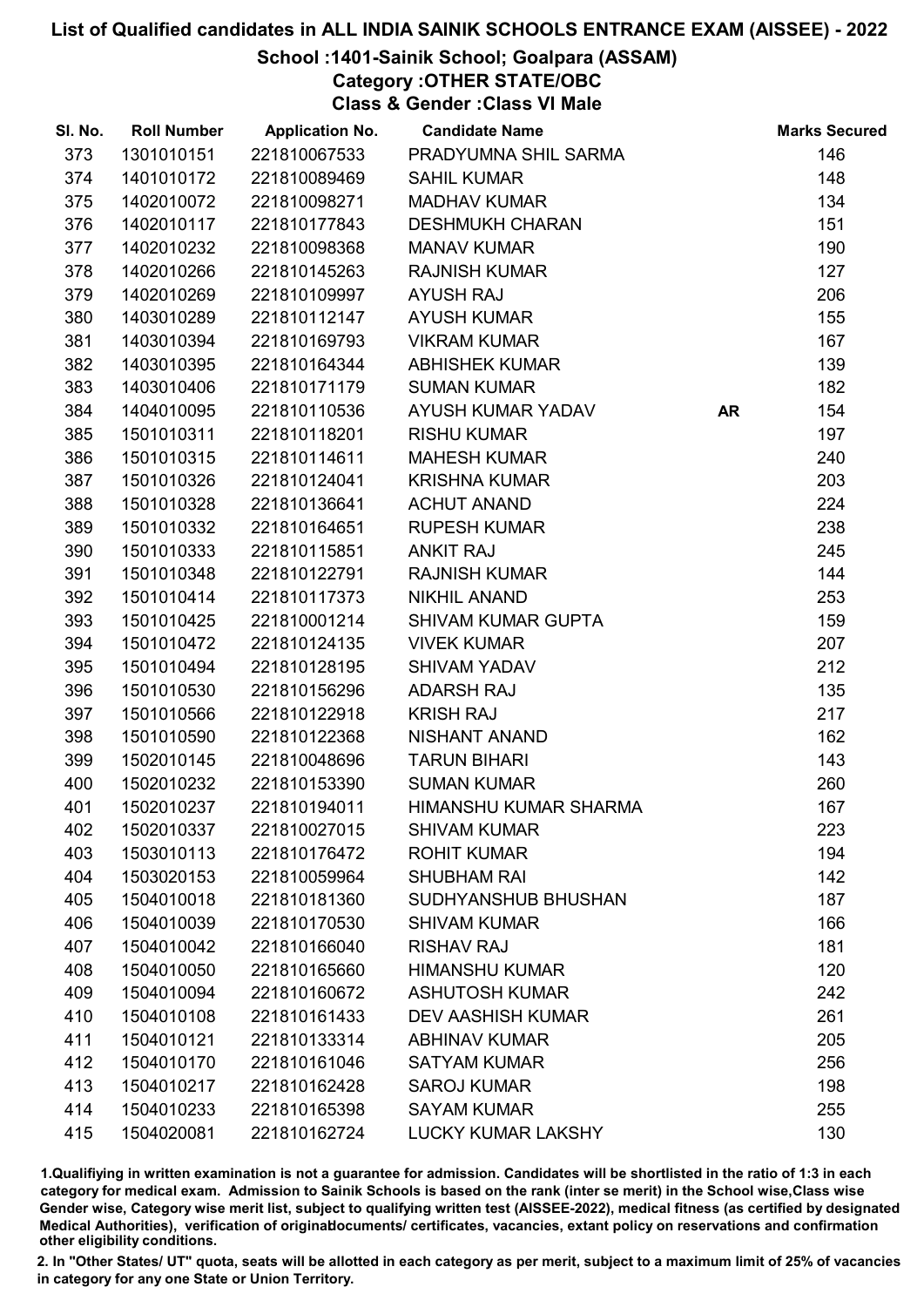# List of Qualified candidates in ALL INDIA SAINIK SCHOOLS ENTRANCE EXAM (AISSEE) - 2022

## School :1401-Sainik School; Goalpara (ASSAM)
## Category :OTHER STATE/OBC
## Class & Gender :Class VI Male

| Sl. No. | Roll Number | Application No. | Candidate Name | | Marks Secured |
|---|---|---|---|---|---|
| 373 | 1301010151 | 221810067533 | PRADYUMNA SHIL SARMA | | 146 |
| 374 | 1401010172 | 221810089469 | SAHIL KUMAR | | 148 |
| 375 | 1402010072 | 221810098271 | MADHAV KUMAR | | 134 |
| 376 | 1402010117 | 221810177843 | DESHMUKH CHARAN | | 151 |
| 377 | 1402010232 | 221810098368 | MANAV KUMAR | | 190 |
| 378 | 1402010266 | 221810145263 | RAJNISH KUMAR | | 127 |
| 379 | 1402010269 | 221810109997 | AYUSH RAJ | | 206 |
| 380 | 1403010289 | 221810112147 | AYUSH KUMAR | | 155 |
| 381 | 1403010394 | 221810169793 | VIKRAM KUMAR | | 167 |
| 382 | 1403010395 | 221810164344 | ABHISHEK KUMAR | | 139 |
| 383 | 1403010406 | 221810171179 | SUMAN KUMAR | | 182 |
| 384 | 1404010095 | 221810110536 | AYUSH KUMAR YADAV | AR | 154 |
| 385 | 1501010311 | 221810118201 | RISHU KUMAR | | 197 |
| 386 | 1501010315 | 221810114611 | MAHESH KUMAR | | 240 |
| 387 | 1501010326 | 221810124041 | KRISHNA KUMAR | | 203 |
| 388 | 1501010328 | 221810136641 | ACHUT ANAND | | 224 |
| 389 | 1501010332 | 221810164651 | RUPESH KUMAR | | 238 |
| 390 | 1501010333 | 221810115851 | ANKIT RAJ | | 245 |
| 391 | 1501010348 | 221810122791 | RAJNISH KUMAR | | 144 |
| 392 | 1501010414 | 221810117373 | NIKHIL ANAND | | 253 |
| 393 | 1501010425 | 221810001214 | SHIVAM KUMAR GUPTA | | 159 |
| 394 | 1501010472 | 221810124135 | VIVEK KUMAR | | 207 |
| 395 | 1501010494 | 221810128195 | SHIVAM YADAV | | 212 |
| 396 | 1501010530 | 221810156296 | ADARSH RAJ | | 135 |
| 397 | 1501010566 | 221810122918 | KRISH RAJ | | 217 |
| 398 | 1501010590 | 221810122368 | NISHANT ANAND | | 162 |
| 399 | 1502010145 | 221810048696 | TARUN BIHARI | | 143 |
| 400 | 1502010232 | 221810153390 | SUMAN KUMAR | | 260 |
| 401 | 1502010237 | 221810194011 | HIMANSHU KUMAR SHARMA | | 167 |
| 402 | 1502010337 | 221810027015 | SHIVAM KUMAR | | 223 |
| 403 | 1503010113 | 221810176472 | ROHIT KUMAR | | 194 |
| 404 | 1503020153 | 221810059964 | SHUBHAM RAI | | 142 |
| 405 | 1504010018 | 221810181360 | SUDHYANSHUB BHUSHAN | | 187 |
| 406 | 1504010039 | 221810170530 | SHIVAM KUMAR | | 166 |
| 407 | 1504010042 | 221810166040 | RISHAV RAJ | | 181 |
| 408 | 1504010050 | 221810165660 | HIMANSHU KUMAR | | 120 |
| 409 | 1504010094 | 221810160672 | ASHUTOSH KUMAR | | 242 |
| 410 | 1504010108 | 221810161433 | DEV AASHISH KUMAR | | 261 |
| 411 | 1504010121 | 221810133314 | ABHINAV KUMAR | | 205 |
| 412 | 1504010170 | 221810161046 | SATYAM KUMAR | | 256 |
| 413 | 1504010217 | 221810162428 | SAROJ KUMAR | | 198 |
| 414 | 1504010233 | 221810165398 | SAYAM KUMAR | | 255 |
| 415 | 1504020081 | 221810162724 | LUCKY KUMAR LAKSHY | | 130 |

1.Qualifying in written examination is not a guarantee for admission. Candidates will be shortlisted in the ratio of 1:3 in each category for medical exam. Admission to Sainik Schools is based on the rank (inter se merit) in the School wise,Class wise Gender wise, Category wise merit list, subject to qualifying written test (AISSEE-2022), medical fitness (as certified by designated Medical Authorities), verification of originaldocuments/ certificates, vacancies, extant policy on reservations and confirmation other eligibility conditions.

2. In "Other States/ UT" quota, seats will be allotted in each category as per merit, subject to a maximum limit of 25% of vacancies in category for any one State or Union Territory.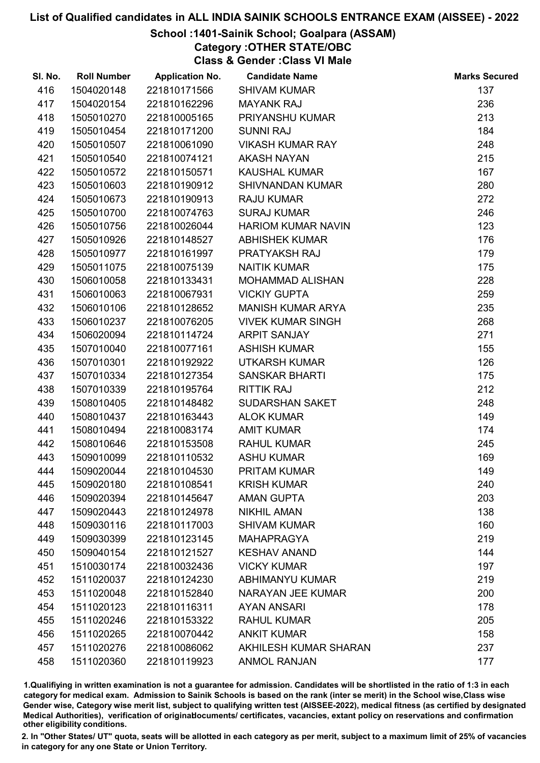# List of Qualified candidates in ALL INDIA SAINIK SCHOOLS ENTRANCE EXAM (AISSEE) - 2022

## School :1401-Sainik School; Goalpara (ASSAM)
### Category :OTHER STATE/OBC
### Class & Gender :Class VI Male

| Sl. No. | Roll Number | Application No. | Candidate Name | Marks Secured |
|---|---|---|---|---|
| 416 | 1504020148 | 221810171566 | SHIVAM KUMAR | 137 |
| 417 | 1504020154 | 221810162296 | MAYANK RAJ | 236 |
| 418 | 1505010270 | 221810005165 | PRIYANSHU KUMAR | 213 |
| 419 | 1505010454 | 221810171200 | SUNNI RAJ | 184 |
| 420 | 1505010507 | 221810061090 | VIKASH KUMAR RAY | 248 |
| 421 | 1505010540 | 221810074121 | AKASH NAYAN | 215 |
| 422 | 1505010572 | 221810150571 | KAUSHAL KUMAR | 167 |
| 423 | 1505010603 | 221810190912 | SHIVNANDAN KUMAR | 280 |
| 424 | 1505010673 | 221810190913 | RAJU KUMAR | 272 |
| 425 | 1505010700 | 221810074763 | SURAJ KUMAR | 246 |
| 426 | 1505010756 | 221810026044 | HARIOM KUMAR NAVIN | 123 |
| 427 | 1505010926 | 221810148527 | ABHISHEK KUMAR | 176 |
| 428 | 1505010977 | 221810161997 | PRATYAKSH RAJ | 179 |
| 429 | 1505011075 | 221810075139 | NAITIK KUMAR | 175 |
| 430 | 1506010058 | 221810133431 | MOHAMMAD ALISHAN | 228 |
| 431 | 1506010063 | 221810067931 | VICKIY GUPTA | 259 |
| 432 | 1506010106 | 221810128652 | MANISH KUMAR ARYA | 235 |
| 433 | 1506010237 | 221810076205 | VIVEK KUMAR SINGH | 268 |
| 434 | 1506020094 | 221810114724 | ARPIT SANJAY | 271 |
| 435 | 1507010040 | 221810077161 | ASHISH KUMAR | 155 |
| 436 | 1507010301 | 221810192922 | UTKARSH KUMAR | 126 |
| 437 | 1507010334 | 221810127354 | SANSKAR BHARTI | 175 |
| 438 | 1507010339 | 221810195764 | RITTIK RAJ | 212 |
| 439 | 1508010405 | 221810148482 | SUDARSHAN SAKET | 248 |
| 440 | 1508010437 | 221810163443 | ALOK KUMAR | 149 |
| 441 | 1508010494 | 221810083174 | AMIT KUMAR | 174 |
| 442 | 1508010646 | 221810153508 | RAHUL KUMAR | 245 |
| 443 | 1509010099 | 221810110532 | ASHU KUMAR | 169 |
| 444 | 1509020044 | 221810104530 | PRITAM KUMAR | 149 |
| 445 | 1509020180 | 221810108541 | KRISH KUMAR | 240 |
| 446 | 1509020394 | 221810145647 | AMAN GUPTA | 203 |
| 447 | 1509020443 | 221810124978 | NIKHIL AMAN | 138 |
| 448 | 1509030116 | 221810117003 | SHIVAM KUMAR | 160 |
| 449 | 1509030399 | 221810123145 | MAHAPRAGYA | 219 |
| 450 | 1509040154 | 221810121527 | KESHAV ANAND | 144 |
| 451 | 1510030174 | 221810032436 | VICKY KUMAR | 197 |
| 452 | 1511020037 | 221810124230 | ABHIMANYU KUMAR | 219 |
| 453 | 1511020048 | 221810152840 | NARAYAN JEE KUMAR | 200 |
| 454 | 1511020123 | 221810116311 | AYAN ANSARI | 178 |
| 455 | 1511020246 | 221810153322 | RAHUL KUMAR | 205 |
| 456 | 1511020265 | 221810070442 | ANKIT KUMAR | 158 |
| 457 | 1511020276 | 221810086062 | AKHILESH KUMAR SHARAN | 237 |
| 458 | 1511020360 | 221810119923 | ANMOL RANJAN | 177 |

1.Qualifiying in written examination is not a guarantee for admission. Candidates will be shortlisted in the ratio of 1:3 in each category for medical exam. Admission to Sainik Schools is based on the rank (inter se merit) in the School wise,Class wise Gender wise, Category wise merit list, subject to qualifying written test (AISSEE-2022), medical fitness (as certified by designated Medical Authorities), verification of originaldocuments/ certificates, vacancies, extant policy on reservations and confirmation other eligibility conditions.

2. In "Other States/ UT" quota, seats will be allotted in each category as per merit, subject to a maximum limit of 25% of vacancies in category for any one State or Union Territory.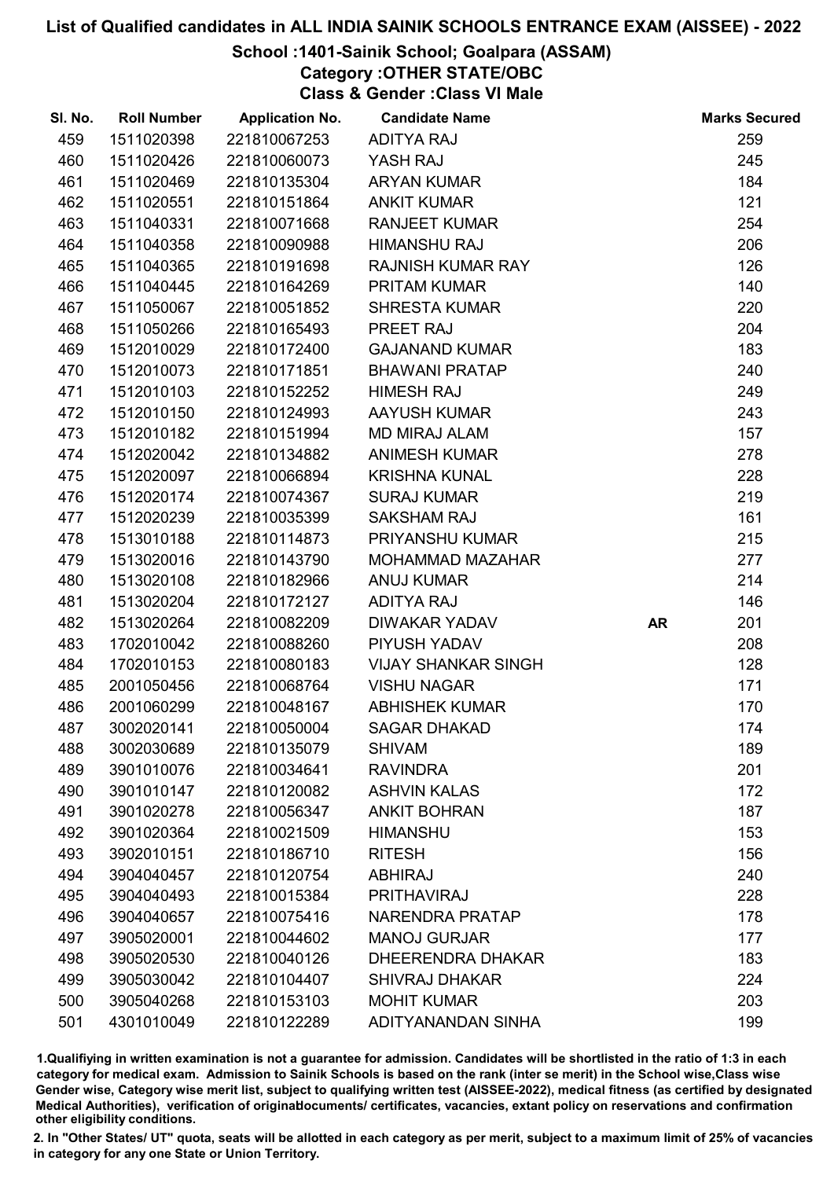# List of Qualified candidates in ALL INDIA SAINIK SCHOOLS ENTRANCE EXAM (AISSEE) - 2022

## School :1401-Sainik School; Goalpara (ASSAM)

### Category :OTHER STATE/OBC

### Class & Gender :Class VI Male

| Sl. No. | Roll Number | Application No. | Candidate Name | | Marks Secured |
|---|---|---|---|---|---|
| 459 | 1511020398 | 221810067253 | ADITYA RAJ | | 259 |
| 460 | 1511020426 | 221810060073 | YASH RAJ | | 245 |
| 461 | 1511020469 | 221810135304 | ARYAN KUMAR | | 184 |
| 462 | 1511020551 | 221810151864 | ANKIT KUMAR | | 121 |
| 463 | 1511040331 | 221810071668 | RANJEET KUMAR | | 254 |
| 464 | 1511040358 | 221810090988 | HIMANSHU RAJ | | 206 |
| 465 | 1511040365 | 221810191698 | RAJNISH KUMAR RAY | | 126 |
| 466 | 1511040445 | 221810164269 | PRITAM KUMAR | | 140 |
| 467 | 1511050067 | 221810051852 | SHRESTA KUMAR | | 220 |
| 468 | 1511050266 | 221810165493 | PREET RAJ | | 204 |
| 469 | 1512010029 | 221810172400 | GAJANAND KUMAR | | 183 |
| 470 | 1512010073 | 221810171851 | BHAWANI PRATAP | | 240 |
| 471 | 1512010103 | 221810152252 | HIMESH RAJ | | 249 |
| 472 | 1512010150 | 221810124993 | AAYUSH KUMAR | | 243 |
| 473 | 1512010182 | 221810151994 | MD MIRAJ ALAM | | 157 |
| 474 | 1512020042 | 221810134882 | ANIMESH KUMAR | | 278 |
| 475 | 1512020097 | 221810066894 | KRISHNA KUNAL | | 228 |
| 476 | 1512020174 | 221810074367 | SURAJ KUMAR | | 219 |
| 477 | 1512020239 | 221810035399 | SAKSHAM RAJ | | 161 |
| 478 | 1513010188 | 221810114873 | PRIYANSHU KUMAR | | 215 |
| 479 | 1513020016 | 221810143790 | MOHAMMAD MAZAHAR | | 277 |
| 480 | 1513020108 | 221810182966 | ANUJ KUMAR | | 214 |
| 481 | 1513020204 | 221810172127 | ADITYA RAJ | | 146 |
| 482 | 1513020264 | 221810082209 | DIWAKAR YADAV | **AR** | 201 |
| 483 | 1702010042 | 221810088260 | PIYUSH YADAV | | 208 |
| 484 | 1702010153 | 221810080183 | VIJAY SHANKAR SINGH | | 128 |
| 485 | 2001050456 | 221810068764 | VISHU NAGAR | | 171 |
| 486 | 2001060299 | 221810048167 | ABHISHEK KUMAR | | 170 |
| 487 | 3002020141 | 221810050004 | SAGAR DHAKAD | | 174 |
| 488 | 3002030689 | 221810135079 | SHIVAM | | 189 |
| 489 | 3901010076 | 221810034641 | RAVINDRA | | 201 |
| 490 | 3901010147 | 221810120082 | ASHVIN KALAS | | 172 |
| 491 | 3901020278 | 221810056347 | ANKIT BOHRAN | | 187 |
| 492 | 3901020364 | 221810021509 | HIMANSHU | | 153 |
| 493 | 3902010151 | 221810186710 | RITESH | | 156 |
| 494 | 3904040457 | 221810120754 | ABHIRAJ | | 240 |
| 495 | 3904040493 | 221810015384 | PRITHAVIRAJ | | 228 |
| 496 | 3904040657 | 221810075416 | NARENDRA PRATAP | | 178 |
| 497 | 3905020001 | 221810044602 | MANOJ GURJAR | | 177 |
| 498 | 3905020530 | 221810040126 | DHEERENDRA DHAKAR | | 183 |
| 499 | 3905030042 | 221810104407 | SHIVRAJ DHAKAR | | 224 |
| 500 | 3905040268 | 221810153103 | MOHIT KUMAR | | 203 |
| 501 | 4301010049 | 221810122289 | ADITYANANDAN SINHA | | 199 |

1.Qualifiying in written examination is not a guarantee for admission. Candidates will be shortlisted in the ratio of 1:3 in each category for medical exam. Admission to Sainik Schools is based on the rank (inter se merit) in the School wise,Class wise Gender wise, Category wise merit list, subject to qualifying written test (AISSEE-2022), medical fitness (as certified by designated Medical Authorities), verification of originaldocuments/ certificates, vacancies, extant policy on reservations and confirmation other eligibility conditions.

2. In "Other States/ UT" quota, seats will be allotted in each category as per merit, subject to a maximum limit of 25% of vacancies in category for any one State or Union Territory.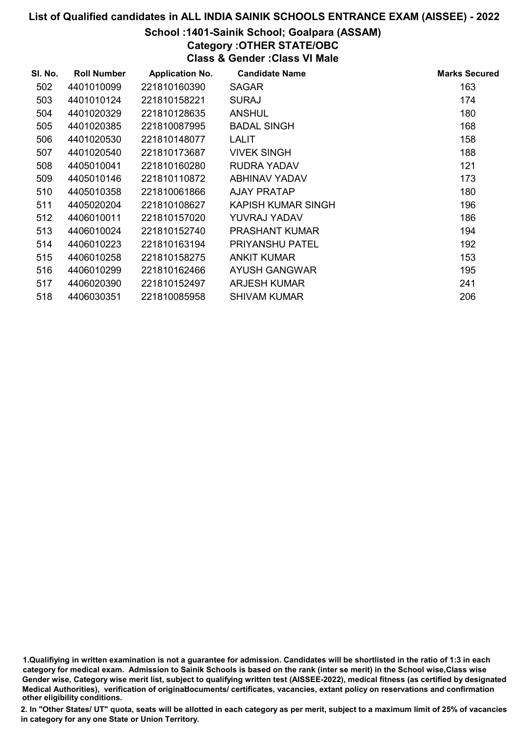# List of Qualified candidates in ALL INDIA SAINIK SCHOOLS ENTRANCE EXAM (AISSEE) - 2022

## School :1401-Sainik School; Goalpara (ASSAM)

### Category :OTHER STATE/OBC

### Class & Gender :Class VI Male

| Sl. No. | Roll Number | Application No. | Candidate Name | Marks Secured |
|---|---|---|---|---|
| 502 | 4401010099 | 221810160390 | SAGAR | 163 |
| 503 | 4401010124 | 221810158221 | SURAJ | 174 |
| 504 | 4401020329 | 221810128635 | ANSHUL | 180 |
| 505 | 4401020385 | 221810087995 | BADAL SINGH | 168 |
| 506 | 4401020530 | 221810148077 | LALIT | 158 |
| 507 | 4401020540 | 221810173687 | VIVEK SINGH | 188 |
| 508 | 4405010041 | 221810160280 | RUDRA YADAV | 121 |
| 509 | 4405010146 | 221810110872 | ABHINAV YADAV | 173 |
| 510 | 4405010358 | 221810061866 | AJAY PRATAP | 180 |
| 511 | 4405020204 | 221810108627 | KAPISH KUMAR SINGH | 196 |
| 512 | 4406010011 | 221810157020 | YUVRAJ YADAV | 186 |
| 513 | 4406010024 | 221810152740 | PRASHANT KUMAR | 194 |
| 514 | 4406010223 | 221810163194 | PRIYANSHU PATEL | 192 |
| 515 | 4406010258 | 221810158275 | ANKIT KUMAR | 153 |
| 516 | 4406010299 | 221810162466 | AYUSH GANGWAR | 195 |
| 517 | 4406020390 | 221810152497 | ARJESH KUMAR | 241 |
| 518 | 4406030351 | 221810085958 | SHIVAM KUMAR | 206 |

1.Qualifiying in written examination is not a guarantee for admission. Candidates will be shortlisted in the ratio of 1:3 in each category for medical exam. Admission to Sainik Schools is based on the rank (inter se merit) in the School wise,Class wise Gender wise, Category wise merit list, subject to qualifying written test (AISSEE-2022), medical fitness (as certified by designated Medical Authorities), verification of originaldocuments/ certificates, vacancies, extant policy on reservations and confirmation other eligibility conditions.

2. In "Other States/ UT" quota, seats will be allotted in each category as per merit, subject to a maximum limit of 25% of vacancies in category for any one State or Union Territory.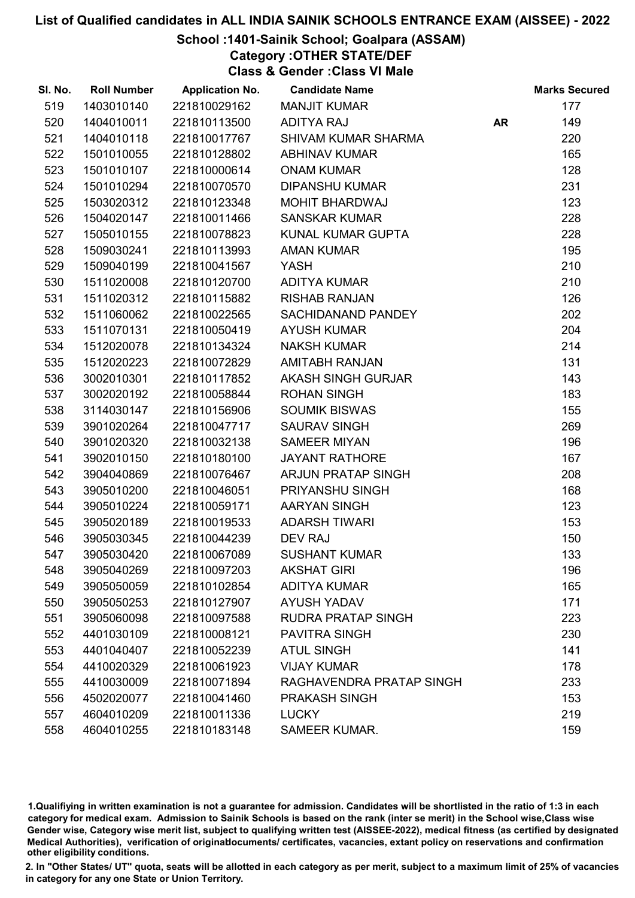# List of Qualified candidates in ALL INDIA SAINIK SCHOOLS ENTRANCE EXAM (AISSEE) - 2022

## School :1401-Sainik School; Goalpara (ASSAM)

### Category :OTHER STATE/DEF

### Class & Gender :Class VI Male

| Sl. No. | Roll Number | Application No. | Candidate Name | | Marks Secured |
|---|---|---|---|---|---|
| 519 | 1403010140 | 221810029162 | MANJIT KUMAR | | 177 |
| 520 | 1404010011 | 221810113500 | ADITYA RAJ | AR | 149 |
| 521 | 1404010118 | 221810017767 | SHIVAM KUMAR SHARMA | | 220 |
| 522 | 1501010055 | 221810128802 | ABHINAV KUMAR | | 165 |
| 523 | 1501010107 | 221810000614 | ONAM KUMAR | | 128 |
| 524 | 1501010294 | 221810070570 | DIPANSHU KUMAR | | 231 |
| 525 | 1503020312 | 221810123348 | MOHIT BHARDWAJ | | 123 |
| 526 | 1504020147 | 221810011466 | SANSKAR KUMAR | | 228 |
| 527 | 1505010155 | 221810078823 | KUNAL KUMAR GUPTA | | 228 |
| 528 | 1509030241 | 221810113993 | AMAN KUMAR | | 195 |
| 529 | 1509040199 | 221810041567 | YASH | | 210 |
| 530 | 1511020008 | 221810120700 | ADITYA KUMAR | | 210 |
| 531 | 1511020312 | 221810115882 | RISHAB RANJAN | | 126 |
| 532 | 1511060062 | 221810022565 | SACHIDANAND PANDEY | | 202 |
| 533 | 1511070131 | 221810050419 | AYUSH KUMAR | | 204 |
| 534 | 1512020078 | 221810134324 | NAKSH KUMAR | | 214 |
| 535 | 1512020223 | 221810072829 | AMITABH RANJAN | | 131 |
| 536 | 3002010301 | 221810117852 | AKASH SINGH GURJAR | | 143 |
| 537 | 3002020192 | 221810058844 | ROHAN SINGH | | 183 |
| 538 | 3114030147 | 221810156906 | SOUMIK BISWAS | | 155 |
| 539 | 3901020264 | 221810047717 | SAURAV SINGH | | 269 |
| 540 | 3901020320 | 221810032138 | SAMEER MIYAN | | 196 |
| 541 | 3902010150 | 221810180100 | JAYANT RATHORE | | 167 |
| 542 | 3904040869 | 221810076467 | ARJUN PRATAP SINGH | | 208 |
| 543 | 3905010200 | 221810046051 | PRIYANSHU SINGH | | 168 |
| 544 | 3905010224 | 221810059171 | AARYAN SINGH | | 123 |
| 545 | 3905020189 | 221810019533 | ADARSH TIWARI | | 153 |
| 546 | 3905030345 | 221810044239 | DEV RAJ | | 150 |
| 547 | 3905030420 | 221810067089 | SUSHANT KUMAR | | 133 |
| 548 | 3905040269 | 221810097203 | AKSHAT GIRI | | 196 |
| 549 | 3905050059 | 221810102854 | ADITYA KUMAR | | 165 |
| 550 | 3905050253 | 221810127907 | AYUSH YADAV | | 171 |
| 551 | 3905060098 | 221810097588 | RUDRA PRATAP SINGH | | 223 |
| 552 | 4401030109 | 221810008121 | PAVITRA SINGH | | 230 |
| 553 | 4401040407 | 221810052239 | ATUL SINGH | | 141 |
| 554 | 4410020329 | 221810061923 | VIJAY KUMAR | | 178 |
| 555 | 4410030009 | 221810071894 | RAGHAVENDRA PRATAP SINGH | | 233 |
| 556 | 4502020077 | 221810041460 | PRAKASH SINGH | | 153 |
| 557 | 4604010209 | 221810011336 | LUCKY | | 219 |
| 558 | 4604010255 | 221810183148 | SAMEER KUMAR. | | 159 |

1.Qualifiying in written examination is not a guarantee for admission. Candidates will be shortlisted in the ratio of 1:3 in each category for medical exam. Admission to Sainik Schools is based on the rank (inter se merit) in the School wise,Class wise Gender wise, Category wise merit list, subject to qualifying written test (AISSEE-2022), medical fitness (as certified by designated Medical Authorities), verification of originaldocuments/ certificates, vacancies, extant policy on reservations and confirmation other eligibility conditions.

2. In "Other States/ UT" quota, seats will be allotted in each category as per merit, subject to a maximum limit of 25% of vacancies in category for any one State or Union Territory.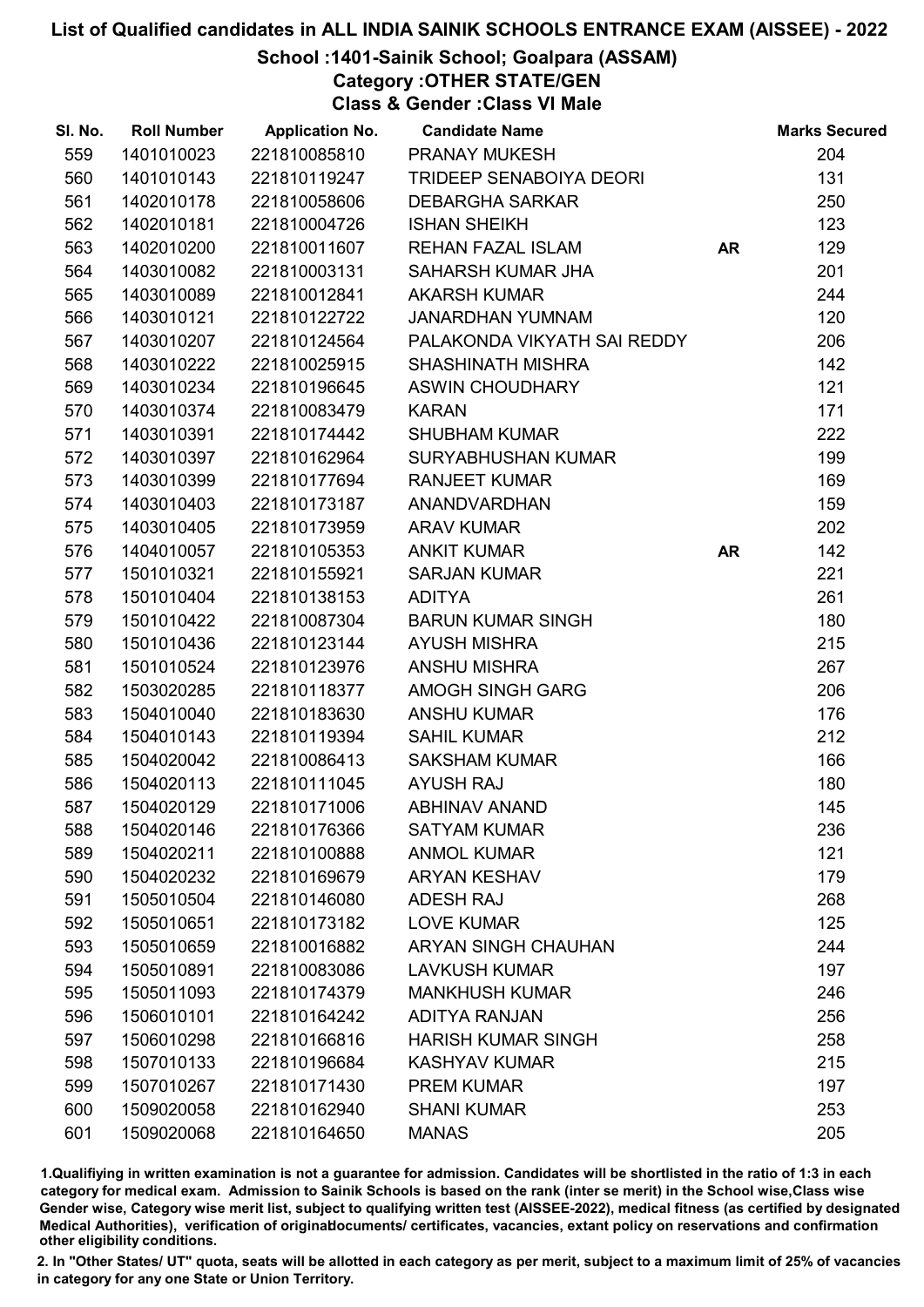# List of Qualified candidates in ALL INDIA SAINIK SCHOOLS ENTRANCE EXAM (AISSEE) - 2022

## School :1401-Sainik School; Goalpara (ASSAM)

### Category :OTHER STATE/GEN

### Class & Gender :Class VI Male

| Sl. No. | Roll Number | Application No. | Candidate Name | | Marks Secured |
|---|---|---|---|---|---|
| 559 | 1401010023 | 221810085810 | PRANAY MUKESH | | 204 |
| 560 | 1401010143 | 221810119247 | TRIDEEP SENABOIYA DEORI | | 131 |
| 561 | 1402010178 | 221810058606 | DEBARGHA SARKAR | | 250 |
| 562 | 1402010181 | 221810004726 | ISHAN SHEIKH | | 123 |
| 563 | 1402010200 | 221810011607 | REHAN FAZAL ISLAM | AR | 129 |
| 564 | 1403010082 | 221810003131 | SAHARSH KUMAR JHA | | 201 |
| 565 | 1403010089 | 221810012841 | AKARSH KUMAR | | 244 |
| 566 | 1403010121 | 221810122722 | JANARDHAN YUMNAM | | 120 |
| 567 | 1403010207 | 221810124564 | PALAKONDA VIKYATH SAI REDDY | | 206 |
| 568 | 1403010222 | 221810025915 | SHASHINATH MISHRA | | 142 |
| 569 | 1403010234 | 221810196645 | ASWIN CHOUDHARY | | 121 |
| 570 | 1403010374 | 221810083479 | KARAN | | 171 |
| 571 | 1403010391 | 221810174442 | SHUBHAM KUMAR | | 222 |
| 572 | 1403010397 | 221810162964 | SURYABHUSHAN KUMAR | | 199 |
| 573 | 1403010399 | 221810177694 | RANJEET KUMAR | | 169 |
| 574 | 1403010403 | 221810173187 | ANANDVARDHAN | | 159 |
| 575 | 1403010405 | 221810173959 | ARAV KUMAR | | 202 |
| 576 | 1404010057 | 221810105353 | ANKIT KUMAR | AR | 142 |
| 577 | 1501010321 | 221810155921 | SARJAN KUMAR | | 221 |
| 578 | 1501010404 | 221810138153 | ADITYA | | 261 |
| 579 | 1501010422 | 221810087304 | BARUN KUMAR SINGH | | 180 |
| 580 | 1501010436 | 221810123144 | AYUSH MISHRA | | 215 |
| 581 | 1501010524 | 221810123976 | ANSHU MISHRA | | 267 |
| 582 | 1503020285 | 221810118377 | AMOGH SINGH GARG | | 206 |
| 583 | 1504010040 | 221810183630 | ANSHU KUMAR | | 176 |
| 584 | 1504010143 | 221810119394 | SAHIL KUMAR | | 212 |
| 585 | 1504020042 | 221810086413 | SAKSHAM KUMAR | | 166 |
| 586 | 1504020113 | 221810111045 | AYUSH RAJ | | 180 |
| 587 | 1504020129 | 221810171006 | ABHINAV ANAND | | 145 |
| 588 | 1504020146 | 221810176366 | SATYAM KUMAR | | 236 |
| 589 | 1504020211 | 221810100888 | ANMOL KUMAR | | 121 |
| 590 | 1504020232 | 221810169679 | ARYAN KESHAV | | 179 |
| 591 | 1505010504 | 221810146080 | ADESH RAJ | | 268 |
| 592 | 1505010651 | 221810173182 | LOVE KUMAR | | 125 |
| 593 | 1505010659 | 221810016882 | ARYAN SINGH CHAUHAN | | 244 |
| 594 | 1505010891 | 221810083086 | LAVKUSH KUMAR | | 197 |
| 595 | 1505011093 | 221810174379 | MANKHUSH KUMAR | | 246 |
| 596 | 1506010101 | 221810164242 | ADITYA RANJAN | | 256 |
| 597 | 1506010298 | 221810166816 | HARISH KUMAR SINGH | | 258 |
| 598 | 1507010133 | 221810196684 | KASHYAV KUMAR | | 215 |
| 599 | 1507010267 | 221810171430 | PREM KUMAR | | 197 |
| 600 | 1509020058 | 221810162940 | SHANI KUMAR | | 253 |
| 601 | 1509020068 | 221810164650 | MANAS | | 205 |

1.Qualifying in written examination is not a guarantee for admission. Candidates will be shortlisted in the ratio of 1:3 in each category for medical exam. Admission to Sainik Schools is based on the rank (inter se merit) in the School wise,Class wise Gender wise, Category wise merit list, subject to qualifying written test (AISSEE-2022), medical fitness (as certified by designated Medical Authorities), verification of originaldocuments/ certificates, vacancies, extant policy on reservations and confirmation other eligibility conditions.

2. In "Other States/ UT" quota, seats will be allotted in each category as per merit, subject to a maximum limit of 25% of vacancies in category for any one State or Union Territory.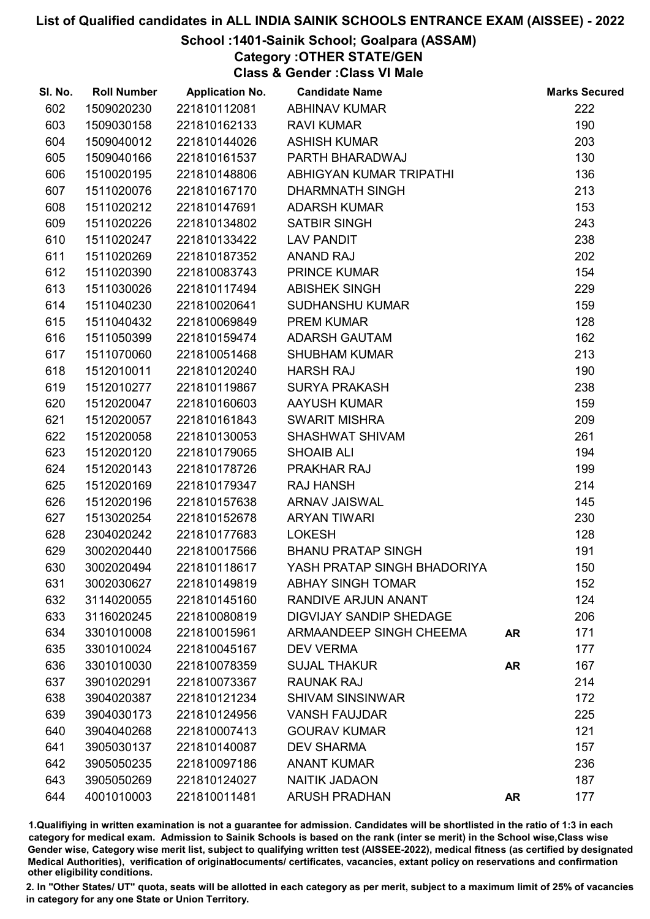# List of Qualified candidates in ALL INDIA SAINIK SCHOOLS ENTRANCE EXAM (AISSEE) - 2022

## School :1401-Sainik School; Goalpara (ASSAM)
## Category :OTHER STATE/GEN
## Class & Gender :Class VI Male

| Sl. No. | Roll Number | Application No. | Candidate Name | | Marks Secured |
|---|---|---|---|---|---|
| 602 | 1509020230 | 221810112081 | ABHINAV KUMAR | | 222 |
| 603 | 1509030158 | 221810162133 | RAVI KUMAR | | 190 |
| 604 | 1509040012 | 221810144026 | ASHISH KUMAR | | 203 |
| 605 | 1509040166 | 221810161537 | PARTH BHARADWAJ | | 130 |
| 606 | 1510020195 | 221810148806 | ABHIGYAN KUMAR TRIPATHI | | 136 |
| 607 | 1511020076 | 221810167170 | DHARMNATH SINGH | | 213 |
| 608 | 1511020212 | 221810147691 | ADARSH KUMAR | | 153 |
| 609 | 1511020226 | 221810134802 | SATBIR SINGH | | 243 |
| 610 | 1511020247 | 221810133422 | LAV PANDIT | | 238 |
| 611 | 1511020269 | 221810187352 | ANAND RAJ | | 202 |
| 612 | 1511020390 | 221810083743 | PRINCE KUMAR | | 154 |
| 613 | 1511030026 | 221810117494 | ABISHEK SINGH | | 229 |
| 614 | 1511040230 | 221810020641 | SUDHANSHU KUMAR | | 159 |
| 615 | 1511040432 | 221810069849 | PREM KUMAR | | 128 |
| 616 | 1511050399 | 221810159474 | ADARSH GAUTAM | | 162 |
| 617 | 1511070060 | 221810051468 | SHUBHAM KUMAR | | 213 |
| 618 | 1512010011 | 221810120240 | HARSH RAJ | | 190 |
| 619 | 1512010277 | 221810119867 | SURYA PRAKASH | | 238 |
| 620 | 1512020047 | 221810160603 | AAYUSH KUMAR | | 159 |
| 621 | 1512020057 | 221810161843 | SWARIT MISHRA | | 209 |
| 622 | 1512020058 | 221810130053 | SHASHWAT SHIVAM | | 261 |
| 623 | 1512020120 | 221810179065 | SHOAIB ALI | | 194 |
| 624 | 1512020143 | 221810178726 | PRAKHAR RAJ | | 199 |
| 625 | 1512020169 | 221810179347 | RAJ HANSH | | 214 |
| 626 | 1512020196 | 221810157638 | ARNAV JAISWAL | | 145 |
| 627 | 1513020254 | 221810152678 | ARYAN TIWARI | | 230 |
| 628 | 2304020242 | 221810177683 | LOKESH | | 128 |
| 629 | 3002020440 | 221810017566 | BHANU PRATAP SINGH | | 191 |
| 630 | 3002020494 | 221810118617 | YASH PRATAP SINGH BHADORIYA | | 150 |
| 631 | 3002030627 | 221810149819 | ABHAY SINGH TOMAR | | 152 |
| 632 | 3114020055 | 221810145160 | RANDIVE ARJUN ANANT | | 124 |
| 633 | 3116020245 | 221810080819 | DIGVIJAY SANDIP SHEDAGE | | 206 |
| 634 | 3301010008 | 221810015961 | ARMAANDEEP SINGH CHEEMA | **AR** | 171 |
| 635 | 3301010024 | 221810045167 | DEV VERMA | | 177 |
| 636 | 3301010030 | 221810078359 | SUJAL THAKUR | **AR** | 167 |
| 637 | 3901020291 | 221810073367 | RAUNAK RAJ | | 214 |
| 638 | 3904020387 | 221810121234 | SHIVAM SINSINWAR | | 172 |
| 639 | 3904030173 | 221810124956 | VANSH FAUJDAR | | 225 |
| 640 | 3904040268 | 221810007413 | GOURAV KUMAR | | 121 |
| 641 | 3905030137 | 221810140087 | DEV SHARMA | | 157 |
| 642 | 3905050235 | 221810097186 | ANANT KUMAR | | 236 |
| 643 | 3905050269 | 221810124027 | NAITIK JADAON | | 187 |
| 644 | 4001010003 | 221810011481 | ARUSH PRADHAN | **AR** | 177 |

1.Qualifiying in written examination is not a guarantee for admission. Candidates will be shortlisted in the ratio of 1:3 in each category for medical exam. Admission to Sainik Schools is based on the rank (inter se merit) in the School wise,Class wise Gender wise, Category wise merit list, subject to qualifying written test (AISSEE-2022), medical fitness (as certified by designated Medical Authorities), verification of originaldocuments/ certificates, vacancies, extant policy on reservations and confirmation other eligibility conditions.

2. In "Other States/ UT" quota, seats will be allotted in each category as per merit, subject to a maximum limit of 25% of vacancies in category for any one State or Union Territory.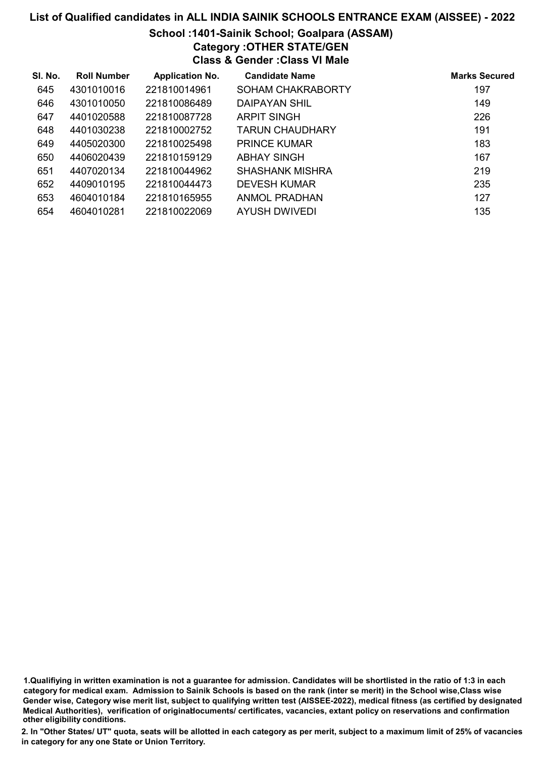# List of Qualified candidates in ALL INDIA SAINIK SCHOOLS ENTRANCE EXAM (AISSEE) - 2022

## School :1401-Sainik School; Goalpara (ASSAM)

### Category :OTHER STATE/GEN

### Class & Gender :Class VI Male

| Sl. No. | Roll Number | Application No. | Candidate Name | Marks Secured |
|---|---|---|---|---|
| 645 | 4301010016 | 221810014961 | SOHAM CHAKRABORTY | 197 |
| 646 | 4301010050 | 221810086489 | DAIPAYAN SHIL | 149 |
| 647 | 4401020588 | 221810087728 | ARPIT SINGH | 226 |
| 648 | 4401030238 | 221810002752 | TARUN CHAUDHARY | 191 |
| 649 | 4405020300 | 221810025498 | PRINCE KUMAR | 183 |
| 650 | 4406020439 | 221810159129 | ABHAY SINGH | 167 |
| 651 | 4407020134 | 221810044962 | SHASHANK MISHRA | 219 |
| 652 | 4409010195 | 221810044473 | DEVESH KUMAR | 235 |
| 653 | 4604010184 | 221810165955 | ANMOL PRADHAN | 127 |
| 654 | 4604010281 | 221810022069 | AYUSH DWIVEDI | 135 |

1.Qualifiying in written examination is not a guarantee for admission. Candidates will be shortlisted in the ratio of 1:3 in each category for medical exam. Admission to Sainik Schools is based on the rank (inter se merit) in the School wise,Class wise Gender wise, Category wise merit list, subject to qualifying written test (AISSEE-2022), medical fitness (as certified by designated Medical Authorities), verification of originaldocuments/ certificates, vacancies, extant policy on reservations and confirmation other eligibility conditions.

2. In "Other States/ UT" quota, seats will be allotted in each category as per merit, subject to a maximum limit of 25% of vacancies in category for any one State or Union Territory.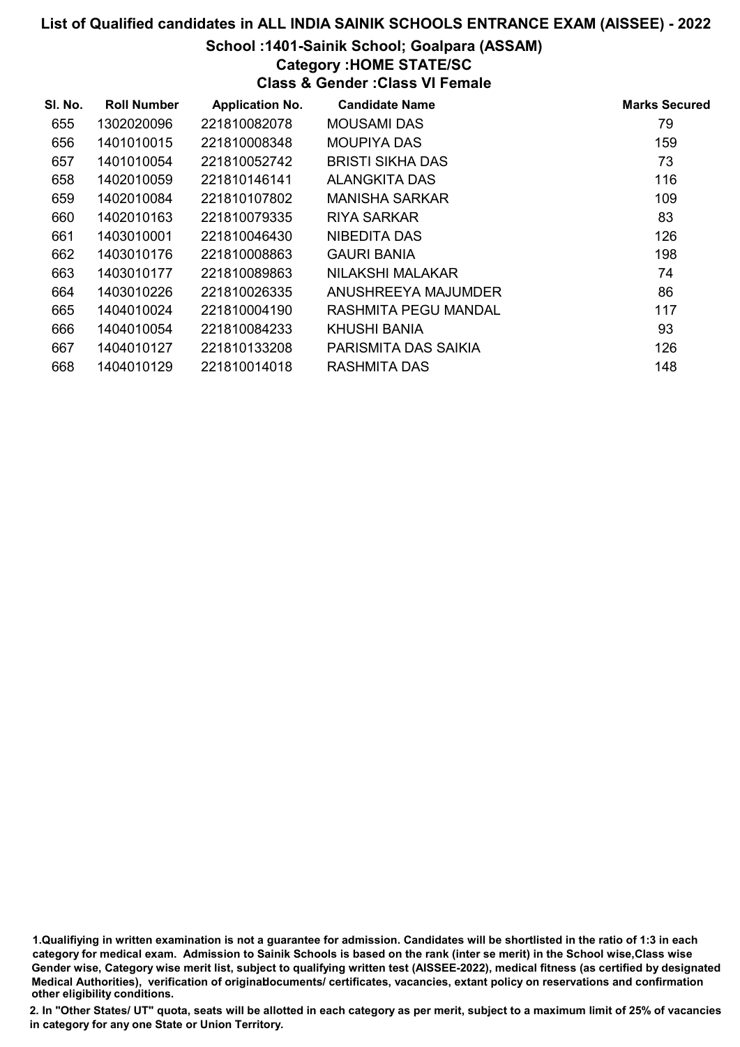# List of Qualified candidates in ALL INDIA SAINIK SCHOOLS ENTRANCE EXAM (AISSEE) - 2022

## School :1401-Sainik School; Goalpara (ASSAM)

### Category :HOME STATE/SC

### Class & Gender :Class VI Female

| Sl. No. | Roll Number | Application No. | Candidate Name | Marks Secured |
|---|---|---|---|---|
| 655 | 1302020096 | 221810082078 | MOUSAMI DAS | 79 |
| 656 | 1401010015 | 221810008348 | MOUPIYA DAS | 159 |
| 657 | 1401010054 | 221810052742 | BRISTI SIKHA DAS | 73 |
| 658 | 1402010059 | 221810146141 | ALANGKITA DAS | 116 |
| 659 | 1402010084 | 221810107802 | MANISHA SARKAR | 109 |
| 660 | 1402010163 | 221810079335 | RIYA SARKAR | 83 |
| 661 | 1403010001 | 221810046430 | NIBEDITA DAS | 126 |
| 662 | 1403010176 | 221810008863 | GAURI BANIA | 198 |
| 663 | 1403010177 | 221810089863 | NILAKSHI MALAKAR | 74 |
| 664 | 1403010226 | 221810026335 | ANUSHREEYA MAJUMDER | 86 |
| 665 | 1404010024 | 221810004190 | RASHMITA PEGU MANDAL | 117 |
| 666 | 1404010054 | 221810084233 | KHUSHI BANIA | 93 |
| 667 | 1404010127 | 221810133208 | PARISMITA DAS SAIKIA | 126 |
| 668 | 1404010129 | 221810014018 | RASHMITA DAS | 148 |

1.Qualifiying in written examination is not a guarantee for admission. Candidates will be shortlisted in the ratio of 1:3 in each category for medical exam. Admission to Sainik Schools is based on the rank (inter se merit) in the School wise,Class wise Gender wise, Category wise merit list, subject to qualifying written test (AISSEE-2022), medical fitness (as certified by designated Medical Authorities), verification of originaldocuments/ certificates, vacancies, extant policy on reservations and confirmation other eligibility conditions.

2. In "Other States/ UT" quota, seats will be allotted in each category as per merit, subject to a maximum limit of 25% of vacancies in category for any one State or Union Territory.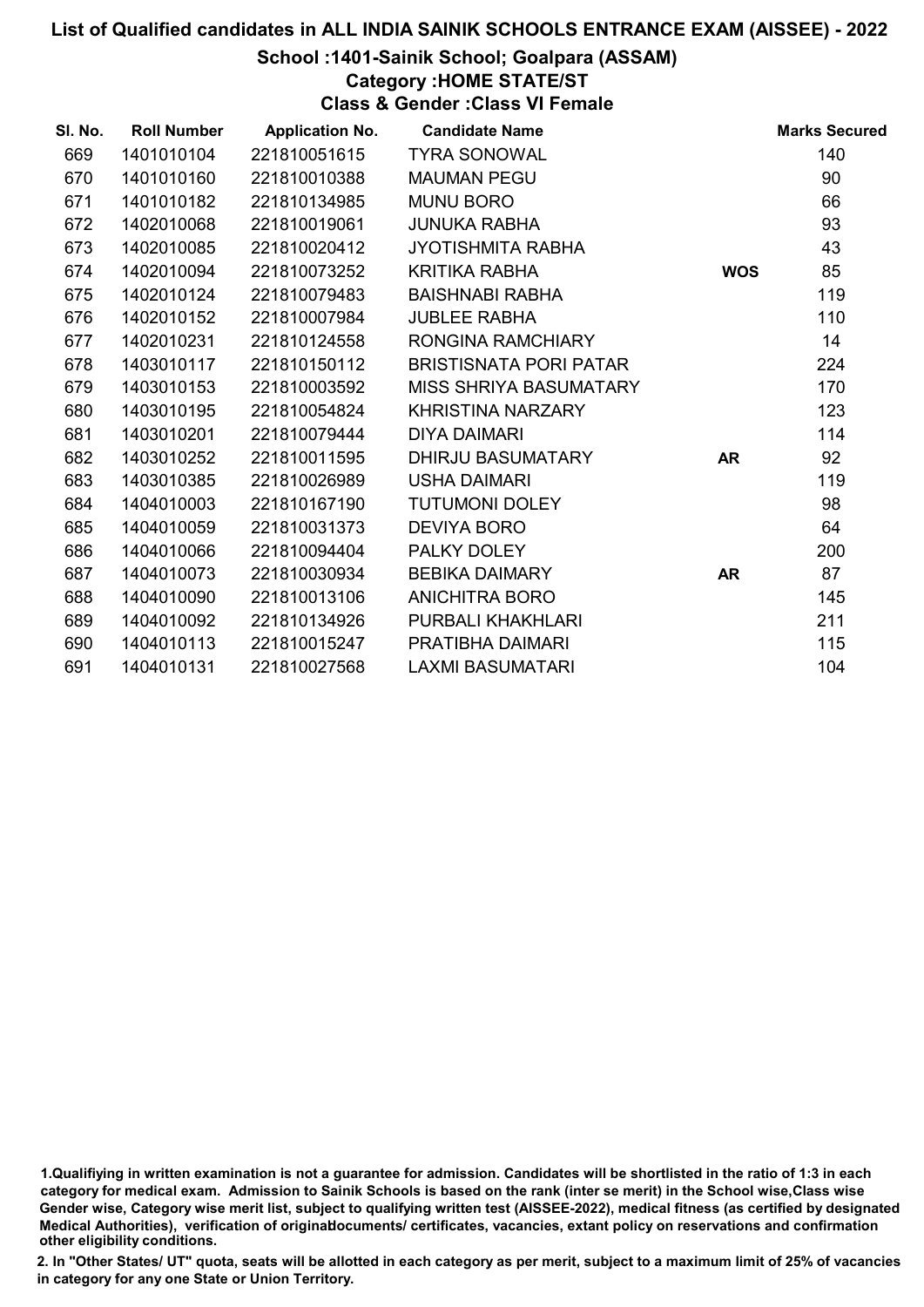# List of Qualified candidates in ALL INDIA SAINIK SCHOOLS ENTRANCE EXAM (AISSEE) - 2022

## School :1401-Sainik School; Goalpara (ASSAM)

### Category :HOME STATE/ST

### Class & Gender :Class VI Female

| Sl. No. | Roll Number | Application No. | Candidate Name | | Marks Secured |
|---|---|---|---|---|---|
| 669 | 1401010104 | 221810051615 | TYRA SONOWAL | | 140 |
| 670 | 1401010160 | 221810010388 | MAUMAN PEGU | | 90 |
| 671 | 1401010182 | 221810134985 | MUNU BORO | | 66 |
| 672 | 1402010068 | 221810019061 | JUNUKA RABHA | | 93 |
| 673 | 1402010085 | 221810020412 | JYOTISHMITA RABHA | | 43 |
| 674 | 1402010094 | 221810073252 | KRITIKA RABHA | **WOS** | 85 |
| 675 | 1402010124 | 221810079483 | BAISHNABI RABHA | | 119 |
| 676 | 1402010152 | 221810007984 | JUBLEE RABHA | | 110 |
| 677 | 1402010231 | 221810124558 | RONGINA RAMCHIARY | | 14 |
| 678 | 1403010117 | 221810150112 | BRISTISNATA PORI PATAR | | 224 |
| 679 | 1403010153 | 221810003592 | MISS SHRIYA BASUMATARY | | 170 |
| 680 | 1403010195 | 221810054824 | KHRISTINA NARZARY | | 123 |
| 681 | 1403010201 | 221810079444 | DIYA DAIMARI | | 114 |
| 682 | 1403010252 | 221810011595 | DHIRJU BASUMATARY | **AR** | 92 |
| 683 | 1403010385 | 221810026989 | USHA DAIMARI | | 119 |
| 684 | 1404010003 | 221810167190 | TUTUMONI DOLEY | | 98 |
| 685 | 1404010059 | 221810031373 | DEVIYA BORO | | 64 |
| 686 | 1404010066 | 221810094404 | PALKY DOLEY | | 200 |
| 687 | 1404010073 | 221810030934 | BEBIKA DAIMARY | **AR** | 87 |
| 688 | 1404010090 | 221810013106 | ANICHITRA BORO | | 145 |
| 689 | 1404010092 | 221810134926 | PURBALI KHAKHLARI | | 211 |
| 690 | 1404010113 | 221810015247 | PRATIBHA DAIMARI | | 115 |
| 691 | 1404010131 | 221810027568 | LAXMI BASUMATARI | | 104 |

1.Qualifiying in written examination is not a guarantee for admission. Candidates will be shortlisted in the ratio of 1:3 in each category for medical exam. Admission to Sainik Schools is based on the rank (inter se merit) in the School wise,Class wise Gender wise, Category wise merit list, subject to qualifying written test (AISSEE-2022), medical fitness (as certified by designated Medical Authorities), verification of originaldocuments/ certificates, vacancies, extant policy on reservations and confirmation other eligibility conditions.

2. In "Other States/ UT" quota, seats will be allotted in each category as per merit, subject to a maximum limit of 25% of vacancies in category for any one State or Union Territory.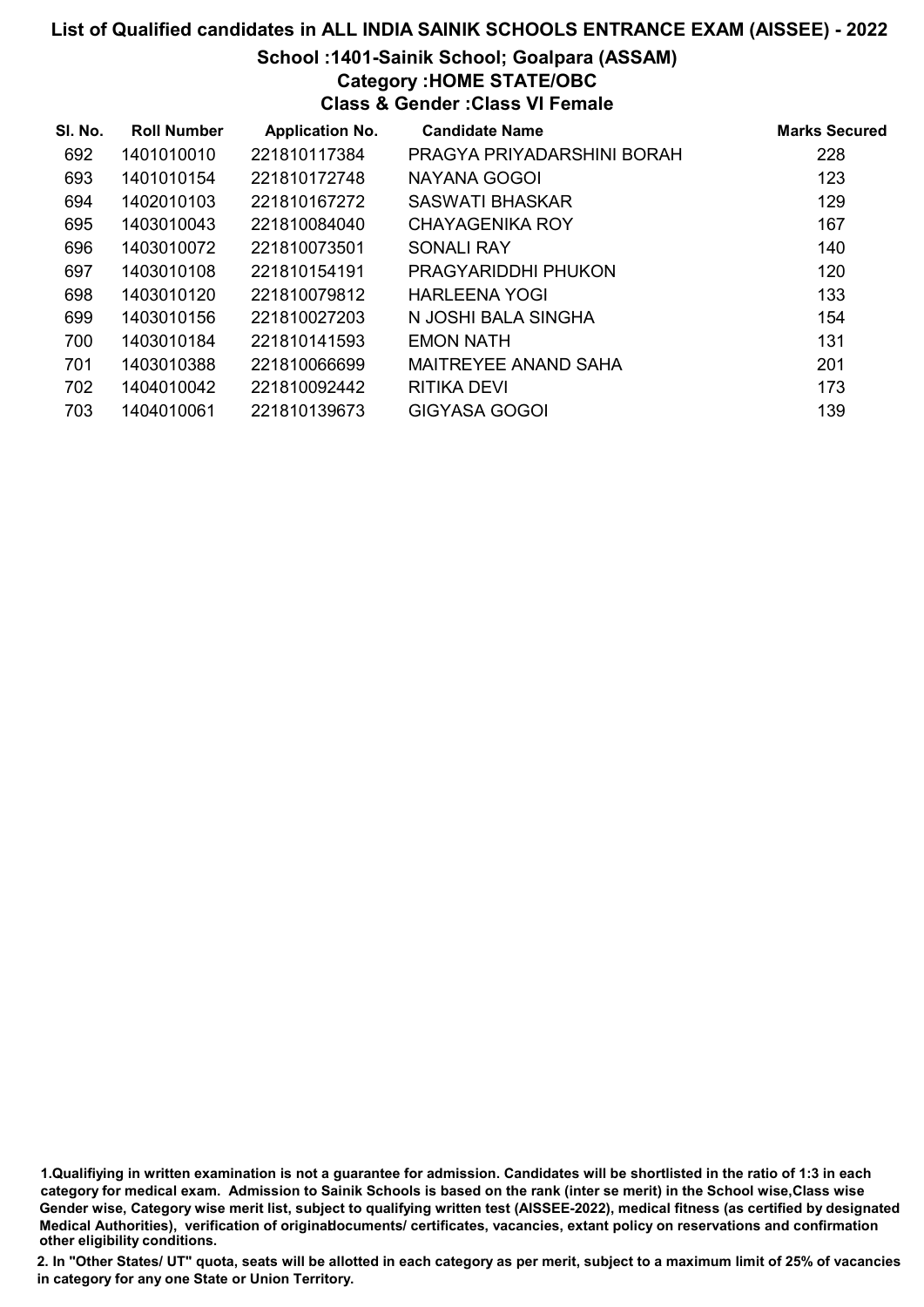# List of Qualified candidates in ALL INDIA SAINIK SCHOOLS ENTRANCE EXAM (AISSEE) - 2022

## School :1401-Sainik School; Goalpara (ASSAM)

### Category :HOME STATE/OBC

### Class & Gender :Class VI Female

| Sl. No. | Roll Number | Application No. | Candidate Name | Marks Secured |
|---|---|---|---|---|
| 692 | 1401010010 | 221810117384 | PRAGYA PRIYADARSHINI BORAH | 228 |
| 693 | 1401010154 | 221810172748 | NAYANA GOGOI | 123 |
| 694 | 1402010103 | 221810167272 | SASWATI BHASKAR | 129 |
| 695 | 1403010043 | 221810084040 | CHAYAGENIKA ROY | 167 |
| 696 | 1403010072 | 221810073501 | SONALI RAY | 140 |
| 697 | 1403010108 | 221810154191 | PRAGYARIDDHI PHUKON | 120 |
| 698 | 1403010120 | 221810079812 | HARLEENA YOGI | 133 |
| 699 | 1403010156 | 221810027203 | N JOSHI BALA SINGHA | 154 |
| 700 | 1403010184 | 221810141593 | EMON NATH | 131 |
| 701 | 1403010388 | 221810066699 | MAITREYEE ANAND SAHA | 201 |
| 702 | 1404010042 | 221810092442 | RITIKA DEVI | 173 |
| 703 | 1404010061 | 221810139673 | GIGYASA GOGOI | 139 |

1.Qualifiying in written examination is not a guarantee for admission. Candidates will be shortlisted in the ratio of 1:3 in each category for medical exam. Admission to Sainik Schools is based on the rank (inter se merit) in the School wise,Class wise Gender wise, Category wise merit list, subject to qualifying written test (AISSEE-2022), medical fitness (as certified by designated Medical Authorities), verification of originaldocuments/ certificates, vacancies, extant policy on reservations and confirmation other eligibility conditions.

2. In "Other States/ UT" quota, seats will be allotted in each category as per merit, subject to a maximum limit of 25% of vacancies in category for any one State or Union Territory.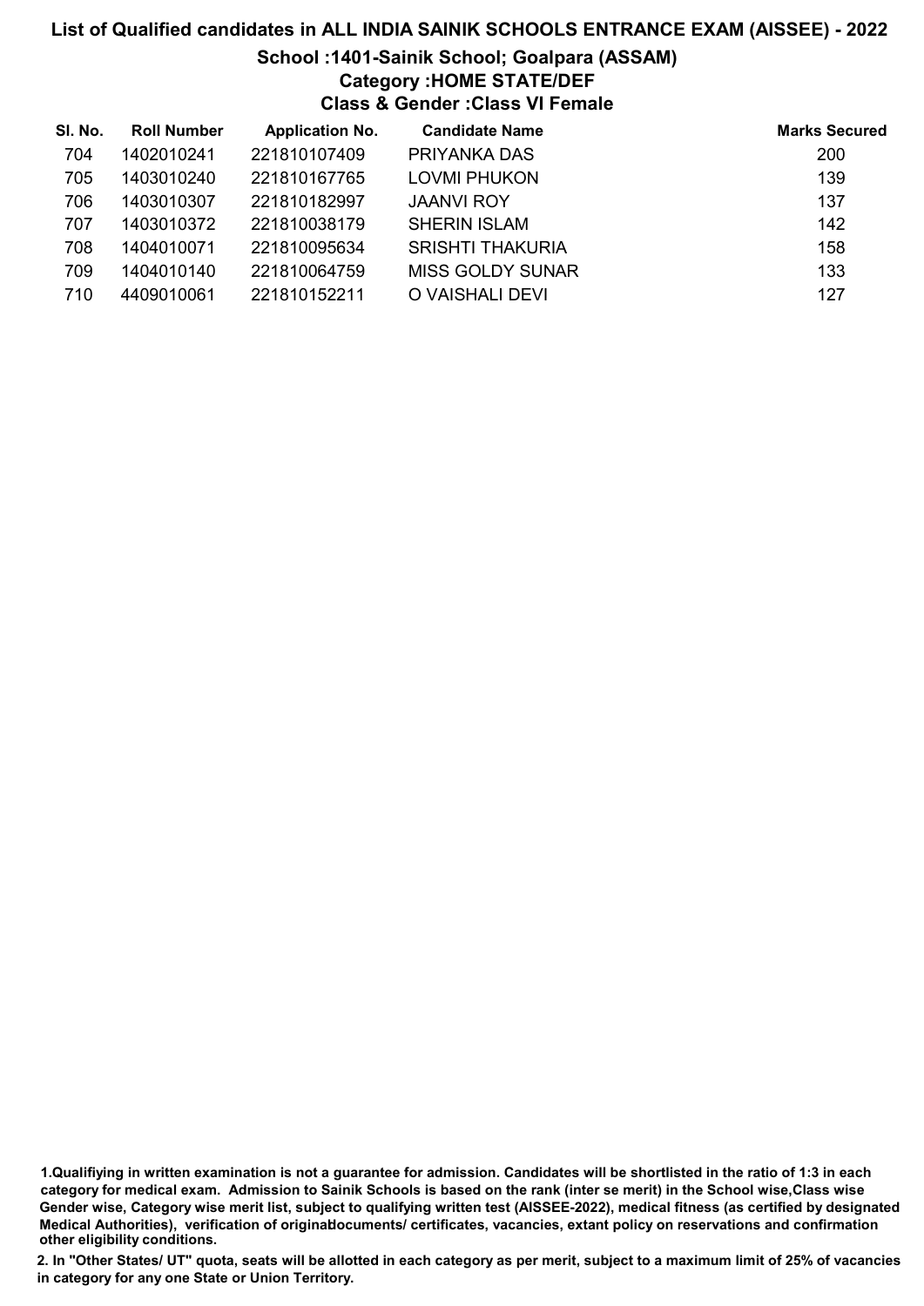# List of Qualified candidates in ALL INDIA SAINIK SCHOOLS ENTRANCE EXAM (AISSEE) - 2022

## School :1401-Sainik School; Goalpara (ASSAM)

### Category :HOME STATE/DEF

### Class & Gender :Class VI Female

| Sl. No. | Roll Number | Application No. | Candidate Name | Marks Secured |
|---|---|---|---|---|
| 704 | 1402010241 | 221810107409 | PRIYANKA DAS | 200 |
| 705 | 1403010240 | 221810167765 | LOVMI PHUKON | 139 |
| 706 | 1403010307 | 221810182997 | JAANVI ROY | 137 |
| 707 | 1403010372 | 221810038179 | SHERIN ISLAM | 142 |
| 708 | 1404010071 | 221810095634 | SRISHTI THAKURIA | 158 |
| 709 | 1404010140 | 221810064759 | MISS GOLDY SUNAR | 133 |
| 710 | 4409010061 | 221810152211 | O VAISHALI DEVI | 127 |

1.Qualifiying in written examination is not a guarantee for admission. Candidates will be shortlisted in the ratio of 1:3 in each category for medical exam. Admission to Sainik Schools is based on the rank (inter se merit) in the School wise,Class wise Gender wise, Category wise merit list, subject to qualifying written test (AISSEE-2022), medical fitness (as certified by designated Medical Authorities), verification of originaldocuments/ certificates, vacancies, extant policy on reservations and confirmation other eligibility conditions.

2. In "Other States/ UT" quota, seats will be allotted in each category as per merit, subject to a maximum limit of 25% of vacancies in category for any one State or Union Territory.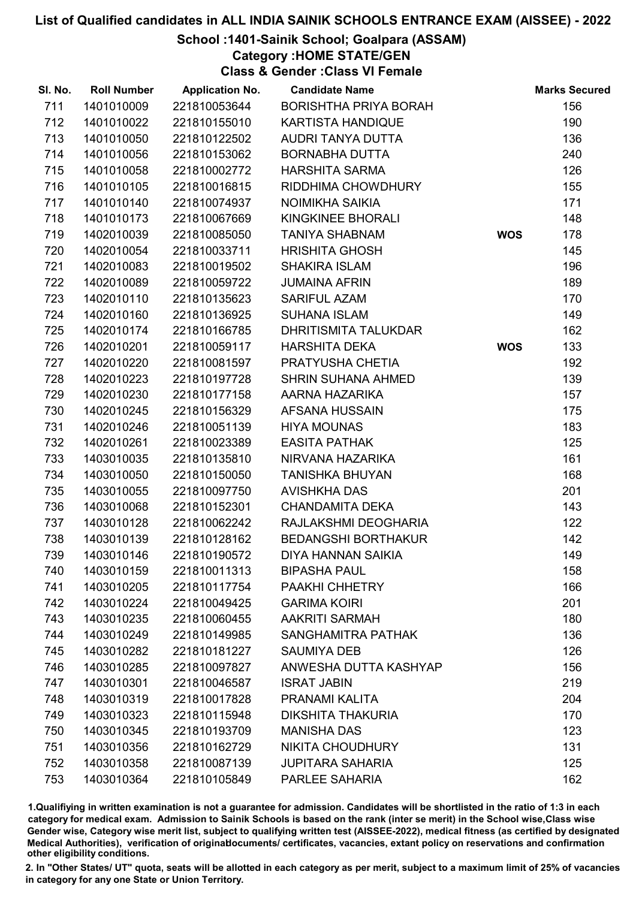# List of Qualified candidates in ALL INDIA SAINIK SCHOOLS ENTRANCE EXAM (AISSEE) - 2022

## School :1401-Sainik School; Goalpara (ASSAM)

### Category :HOME STATE/GEN

### Class & Gender :Class VI Female

| Sl. No. | Roll Number | Application No. | Candidate Name | | Marks Secured |
|---|---|---|---|---|---|
| 711 | 1401010009 | 221810053644 | BORISHTHA PRIYA BORAH | | 156 |
| 712 | 1401010022 | 221810155010 | KARTISTA HANDIQUE | | 190 |
| 713 | 1401010050 | 221810122502 | AUDRI TANYA DUTTA | | 136 |
| 714 | 1401010056 | 221810153062 | BORNABHA DUTTA | | 240 |
| 715 | 1401010058 | 221810002772 | HARSHITA SARMA | | 126 |
| 716 | 1401010105 | 221810016815 | RIDDHIMA CHOWDHURY | | 155 |
| 717 | 1401010140 | 221810074937 | NOIMIKHA SAIKIA | | 171 |
| 718 | 1401010173 | 221810067669 | KINGKINEE BHORALI | | 148 |
| 719 | 1402010039 | 221810085050 | TANIYA SHABNAM | WOS | 178 |
| 720 | 1402010054 | 221810033711 | HRISHITA GHOSH | | 145 |
| 721 | 1402010083 | 221810019502 | SHAKIRA ISLAM | | 196 |
| 722 | 1402010089 | 221810059722 | JUMAINA AFRIN | | 189 |
| 723 | 1402010110 | 221810135623 | SARIFUL AZAM | | 170 |
| 724 | 1402010160 | 221810136925 | SUHANA ISLAM | | 149 |
| 725 | 1402010174 | 221810166785 | DHRITISMITA TALUKDAR | | 162 |
| 726 | 1402010201 | 221810059117 | HARSHITA DEKA | WOS | 133 |
| 727 | 1402010220 | 221810081597 | PRATYUSHA CHETIA | | 192 |
| 728 | 1402010223 | 221810197728 | SHRIN SUHANA AHMED | | 139 |
| 729 | 1402010230 | 221810177158 | AARNA HAZARIKA | | 157 |
| 730 | 1402010245 | 221810156329 | AFSANA HUSSAIN | | 175 |
| 731 | 1402010246 | 221810051139 | HIYA MOUNAS | | 183 |
| 732 | 1402010261 | 221810023389 | EASITA PATHAK | | 125 |
| 733 | 1403010035 | 221810135810 | NIRVANA HAZARIKA | | 161 |
| 734 | 1403010050 | 221810150050 | TANISHKA BHUYAN | | 168 |
| 735 | 1403010055 | 221810097750 | AVISHKHA DAS | | 201 |
| 736 | 1403010068 | 221810152301 | CHANDAMITA DEKA | | 143 |
| 737 | 1403010128 | 221810062242 | RAJLAKSHMI DEOGHARIA | | 122 |
| 738 | 1403010139 | 221810128162 | BEDANGSHI BORTHAKUR | | 142 |
| 739 | 1403010146 | 221810190572 | DIYA HANNAN SAIKIA | | 149 |
| 740 | 1403010159 | 221810011313 | BIPASHA PAUL | | 158 |
| 741 | 1403010205 | 221810117754 | PAAKHI CHHETRY | | 166 |
| 742 | 1403010224 | 221810049425 | GARIMA KOIRI | | 201 |
| 743 | 1403010235 | 221810060455 | AAKRITI SARMAH | | 180 |
| 744 | 1403010249 | 221810149985 | SANGHAMITRA PATHAK | | 136 |
| 745 | 1403010282 | 221810181227 | SAUMIYA DEB | | 126 |
| 746 | 1403010285 | 221810097827 | ANWESHA DUTTA KASHYAP | | 156 |
| 747 | 1403010301 | 221810046587 | ISRAT JABIN | | 219 |
| 748 | 1403010319 | 221810017828 | PRANAMI KALITA | | 204 |
| 749 | 1403010323 | 221810115948 | DIKSHITA THAKURIA | | 170 |
| 750 | 1403010345 | 221810193709 | MANISHA DAS | | 123 |
| 751 | 1403010356 | 221810162729 | NIKITA CHOUDHURY | | 131 |
| 752 | 1403010358 | 221810087139 | JUPITARA SAHARIA | | 125 |
| 753 | 1403010364 | 221810105849 | PARLEE SAHARIA | | 162 |

1.Qualifiying in written examination is not a guarantee for admission. Candidates will be shortlisted in the ratio of 1:3 in each category for medical exam. Admission to Sainik Schools is based on the rank (inter se merit) in the School wise,Class wise Gender wise, Category wise merit list, subject to qualifying written test (AISSEE-2022), medical fitness (as certified by designated Medical Authorities), verification of originaldocuments/ certificates, vacancies, extant policy on reservations and confirmation other eligibility conditions.

2. In "Other States/ UT" quota, seats will be allotted in each category as per merit, subject to a maximum limit of 25% of vacancies in category for any one State or Union Territory.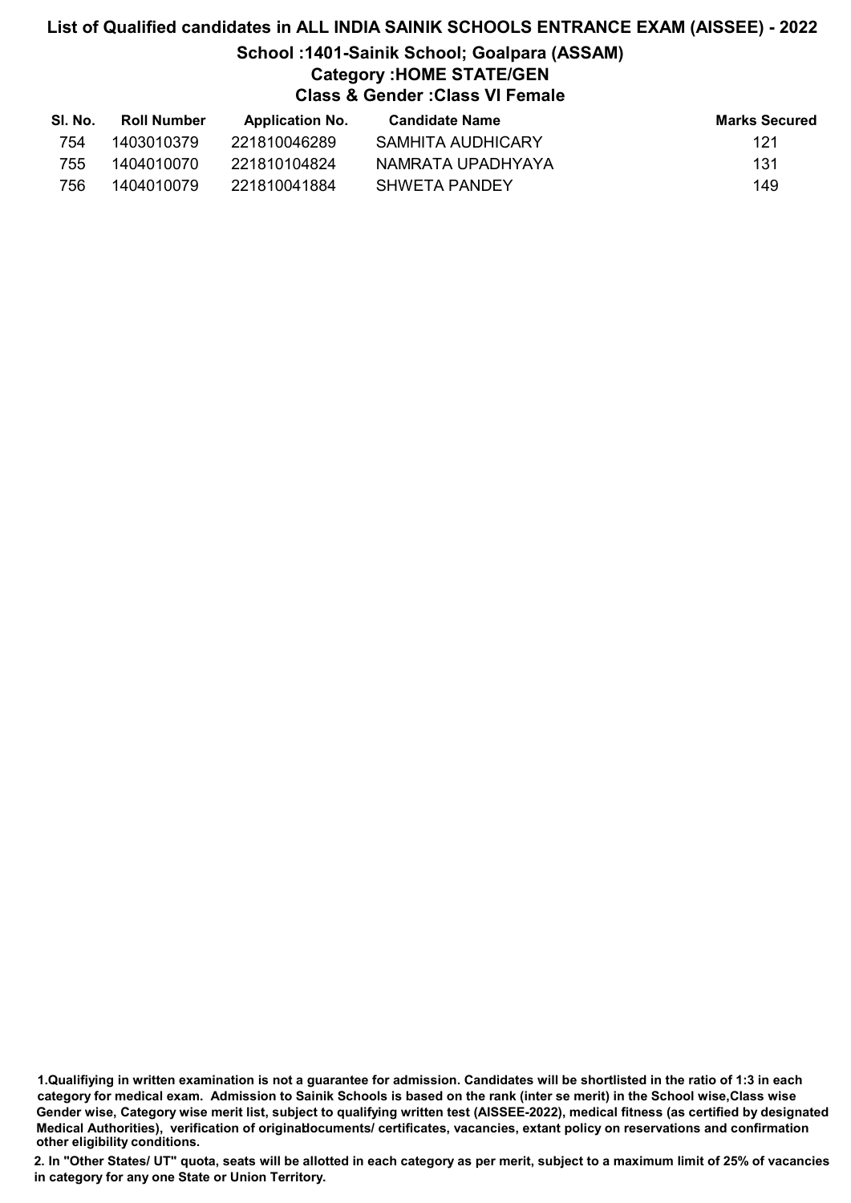# List of Qualified candidates in ALL INDIA SAINIK SCHOOLS ENTRANCE EXAM (AISSEE) - 2022

## School :1401-Sainik School; Goalpara (ASSAM)

### Category :HOME STATE/GEN

### Class & Gender :Class VI Female

| Sl. No. | Roll Number | Application No. | Candidate Name | Marks Secured |
|---|---|---|---|---|
| 754 | 1403010379 | 221810046289 | SAMHITA AUDHICARY | 121 |
| 755 | 1404010070 | 221810104824 | NAMRATA UPADHYAYA | 131 |
| 756 | 1404010079 | 221810041884 | SHWETA PANDEY | 149 |

**1.Qualifiying in written examination is not a guarantee for admission. Candidates will be shortlisted in the ratio of 1:3 in each category for medical exam. Admission to Sainik Schools is based on the rank (inter se merit) in the School wise,Class wise Gender wise, Category wise merit list, subject to qualifying written test (AISSEE-2022), medical fitness (as certified by designated Medical Authorities), verification of originaldocuments/ certificates, vacancies, extant policy on reservations and confirmation other eligibility conditions.**

**2. In "Other States/ UT" quota, seats will be allotted in each category as per merit, subject to a maximum limit of 25% of vacancies in category for any one State or Union Territory.**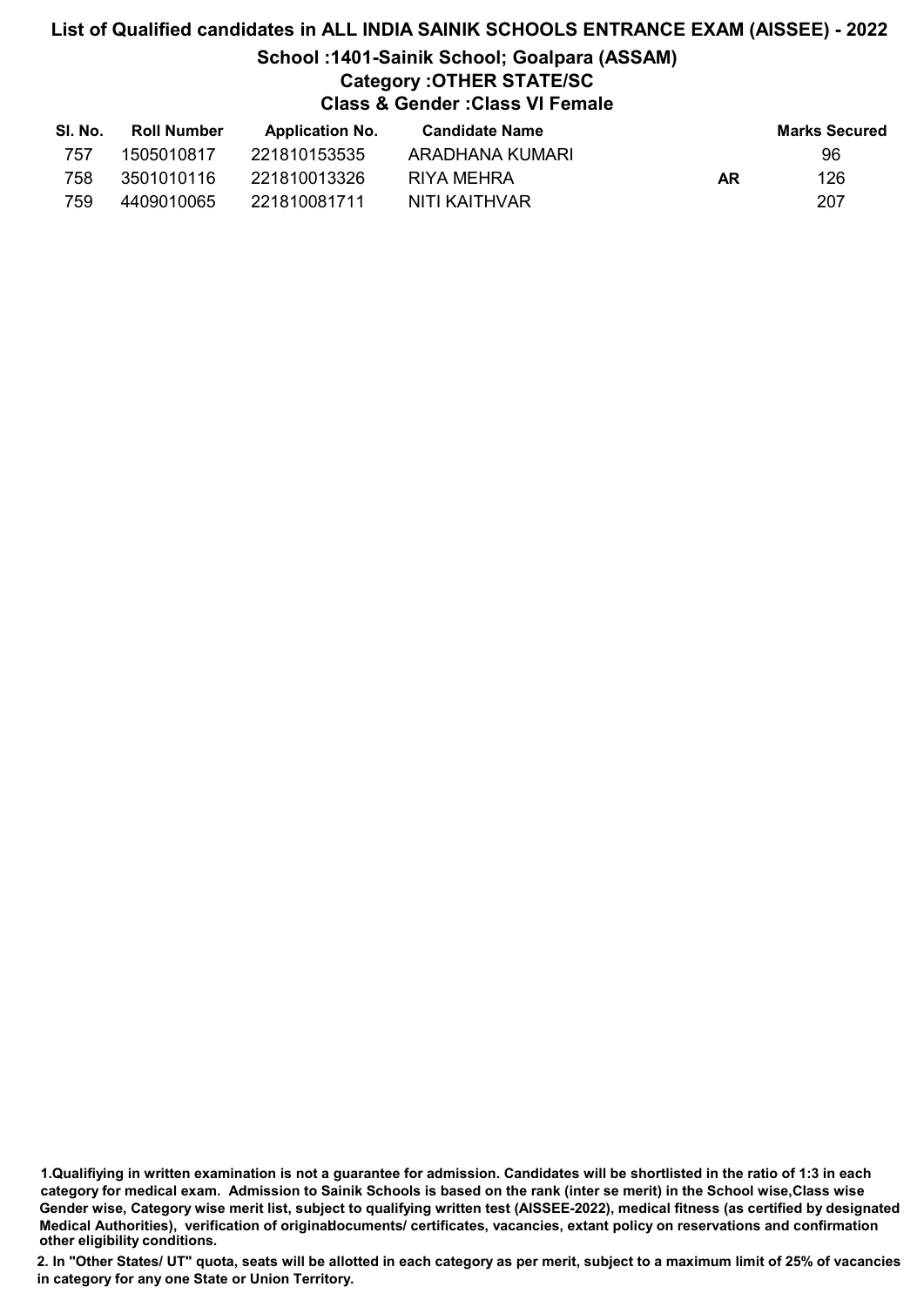# List of Qualified candidates in ALL INDIA SAINIK SCHOOLS ENTRANCE EXAM (AISSEE) - 2022

## School :1401-Sainik School; Goalpara (ASSAM)

### Category :OTHER STATE/SC

### Class & Gender :Class VI Female

| Sl. No. | Roll Number | Application No. | Candidate Name | | Marks Secured |
|---|---|---|---|---|---|
| 757 | 1505010817 | 221810153535 | ARADHANA KUMARI | | 96 |
| 758 | 3501010116 | 221810013326 | RIYA MEHRA | AR | 126 |
| 759 | 4409010065 | 221810081711 | NITI KAITHVAR | | 207 |

**1.Qualifiying in written examination is not a guarantee for admission. Candidates will be shortlisted in the ratio of 1:3 in each category for medical exam. Admission to Sainik Schools is based on the rank (inter se merit) in the School wise,Class wise Gender wise, Category wise merit list, subject to qualifying written test (AISSEE-2022), medical fitness (as certified by designated Medical Authorities), verification of originaldocuments/ certificates, vacancies, extant policy on reservations and confirmation other eligibility conditions.**

**2. In "Other States/ UT" quota, seats will be allotted in each category as per merit, subject to a maximum limit of 25% of vacancies in category for any one State or Union Territory.**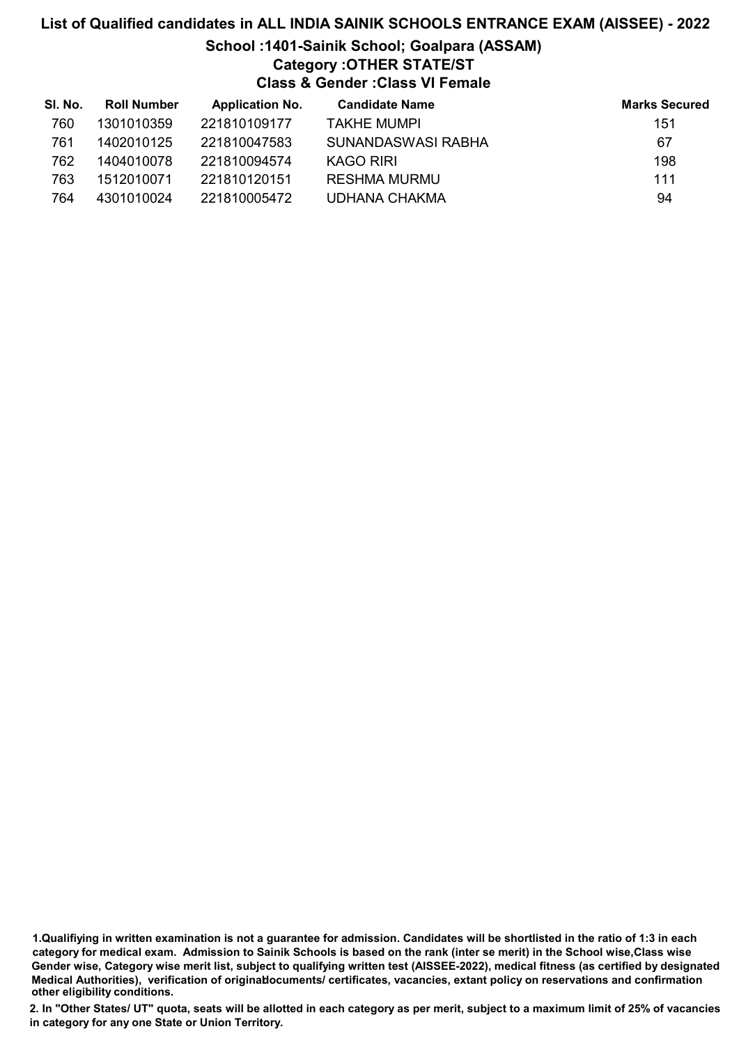# List of Qualified candidates in ALL INDIA SAINIK SCHOOLS ENTRANCE EXAM (AISSEE) - 2022

## School :1401-Sainik School; Goalpara (ASSAM)

### Category :OTHER STATE/ST

### Class & Gender :Class VI Female

| Sl. No. | Roll Number | Application No. | Candidate Name | Marks Secured |
|---|---|---|---|---|
| 760 | 1301010359 | 221810109177 | TAKHE MUMPI | 151 |
| 761 | 1402010125 | 221810047583 | SUNANDASWASI RABHA | 67 |
| 762 | 1404010078 | 221810094574 | KAGO RIRI | 198 |
| 763 | 1512010071 | 221810120151 | RESHMA MURMU | 111 |
| 764 | 4301010024 | 221810005472 | UDHANA CHAKMA | 94 |

**1.Qualifiying in written examination is not a guarantee for admission. Candidates will be shortlisted in the ratio of 1:3 in each category for medical exam. Admission to Sainik Schools is based on the rank (inter se merit) in the School wise,Class wise Gender wise, Category wise merit list, subject to qualifying written test (AISSEE-2022), medical fitness (as certified by designated Medical Authorities), verification of originaldocuments/ certificates, vacancies, extant policy on reservations and confirmation other eligibility conditions.**

**2. In "Other States/ UT" quota, seats will be allotted in each category as per merit, subject to a maximum limit of 25% of vacancies in category for any one State or Union Territory.**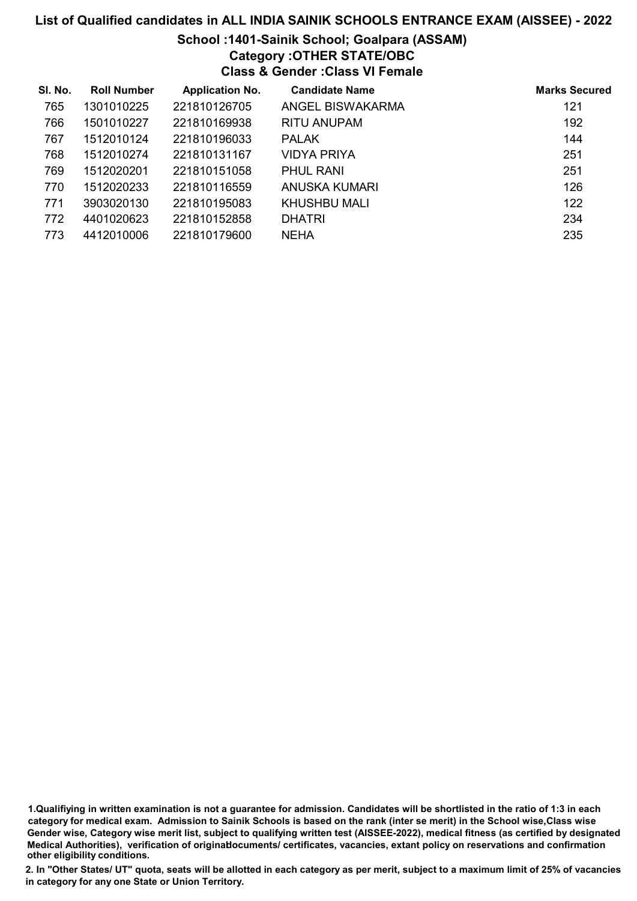# List of Qualified candidates in ALL INDIA SAINIK SCHOOLS ENTRANCE EXAM (AISSEE) - 2022

## School :1401-Sainik School; Goalpara (ASSAM)

### Category :OTHER STATE/OBC

### Class & Gender :Class VI Female

| Sl. No. | Roll Number | Application No. | Candidate Name | Marks Secured |
|---|---|---|---|---|
| 765 | 1301010225 | 221810126705 | ANGEL BISWAKARMA | 121 |
| 766 | 1501010227 | 221810169938 | RITU ANUPAM | 192 |
| 767 | 1512010124 | 221810196033 | PALAK | 144 |
| 768 | 1512010274 | 221810131167 | VIDYA PRIYA | 251 |
| 769 | 1512020201 | 221810151058 | PHUL RANI | 251 |
| 770 | 1512020233 | 221810116559 | ANUSKA KUMARI | 126 |
| 771 | 3903020130 | 221810195083 | KHUSHBU MALI | 122 |
| 772 | 4401020623 | 221810152858 | DHATRI | 234 |
| 773 | 4412010006 | 221810179600 | NEHA | 235 |

1.Qualifiying in written examination is not a guarantee for admission. Candidates will be shortlisted in the ratio of 1:3 in each category for medical exam. Admission to Sainik Schools is based on the rank (inter se merit) in the School wise,Class wise Gender wise, Category wise merit list, subject to qualifying written test (AISSEE-2022), medical fitness (as certified by designated Medical Authorities), verification of originaldocuments/ certificates, vacancies, extant policy on reservations and confirmation other eligibility conditions.

2. In "Other States/ UT" quota, seats will be allotted in each category as per merit, subject to a maximum limit of 25% of vacancies in category for any one State or Union Territory.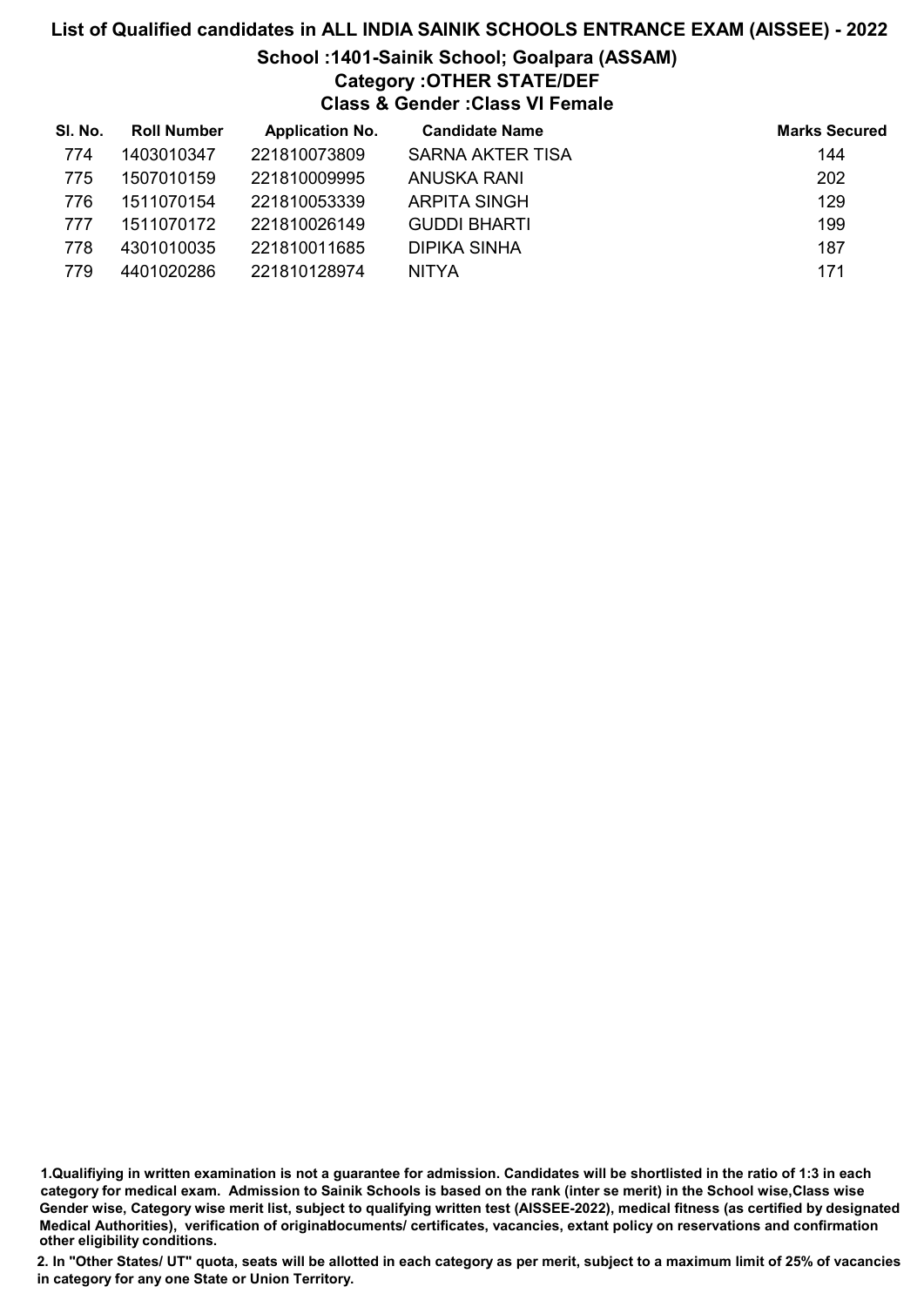# List of Qualified candidates in ALL INDIA SAINIK SCHOOLS ENTRANCE EXAM (AISSEE) - 2022

## School :1401-Sainik School; Goalpara (ASSAM)

### Category :OTHER STATE/DEF

### Class & Gender :Class VI Female

| Sl. No. | Roll Number | Application No. | Candidate Name | Marks Secured |
|---|---|---|---|---|
| 774 | 1403010347 | 221810073809 | SARNA AKTER TISA | 144 |
| 775 | 1507010159 | 221810009995 | ANUSKA RANI | 202 |
| 776 | 1511070154 | 221810053339 | ARPITA SINGH | 129 |
| 777 | 1511070172 | 221810026149 | GUDDI BHARTI | 199 |
| 778 | 4301010035 | 221810011685 | DIPIKA SINHA | 187 |
| 779 | 4401020286 | 221810128974 | NITYA | 171 |

**1.Qualifiying in written examination is not a guarantee for admission. Candidates will be shortlisted in the ratio of 1:3 in each category for medical exam. Admission to Sainik Schools is based on the rank (inter se merit) in the School wise,Class wise Gender wise, Category wise merit list, subject to qualifying written test (AISSEE-2022), medical fitness (as certified by designated Medical Authorities), verification of originaldocuments/ certificates, vacancies, extant policy on reservations and confirmation other eligibility conditions.**

**2. In "Other States/ UT" quota, seats will be allotted in each category as per merit, subject to a maximum limit of 25% of vacancies in category for any one State or Union Territory.**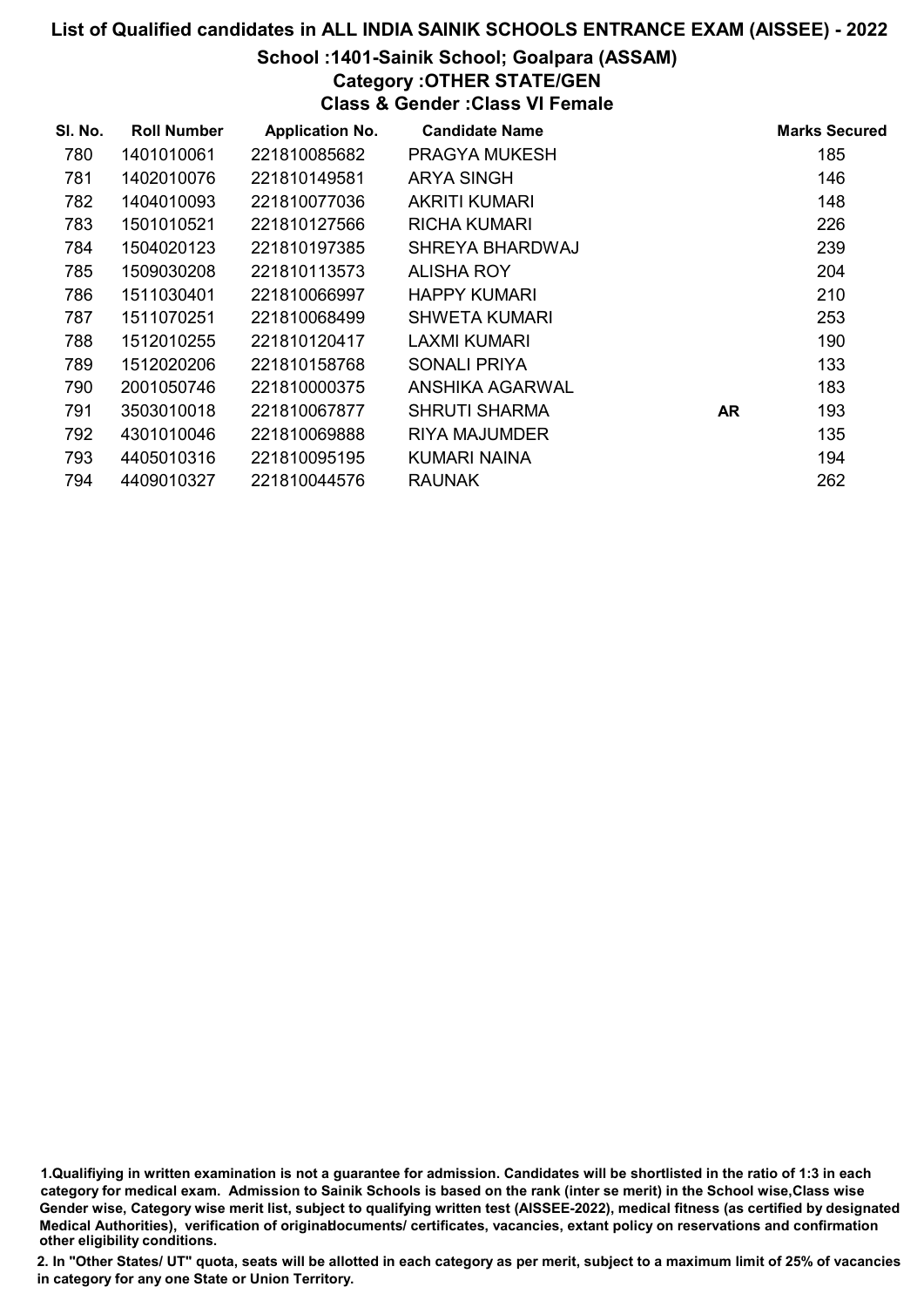# List of Qualified candidates in ALL INDIA SAINIK SCHOOLS ENTRANCE EXAM (AISSEE) - 2022

## School :1401-Sainik School; Goalpara (ASSAM)

### Category :OTHER STATE/GEN

### Class & Gender :Class VI Female

| Sl. No. | Roll Number | Application No. | Candidate Name | | Marks Secured |
|---|---|---|---|---|---|
| 780 | 1401010061 | 221810085682 | PRAGYA MUKESH | | 185 |
| 781 | 1402010076 | 221810149581 | ARYA SINGH | | 146 |
| 782 | 1404010093 | 221810077036 | AKRITI KUMARI | | 148 |
| 783 | 1501010521 | 221810127566 | RICHA KUMARI | | 226 |
| 784 | 1504020123 | 221810197385 | SHREYA BHARDWAJ | | 239 |
| 785 | 1509030208 | 221810113573 | ALISHA ROY | | 204 |
| 786 | 1511030401 | 221810066997 | HAPPY KUMARI | | 210 |
| 787 | 1511070251 | 221810068499 | SHWETA KUMARI | | 253 |
| 788 | 1512010255 | 221810120417 | LAXMI KUMARI | | 190 |
| 789 | 1512020206 | 221810158768 | SONALI PRIYA | | 133 |
| 790 | 2001050746 | 221810000375 | ANSHIKA AGARWAL | | 183 |
| 791 | 3503010018 | 221810067877 | SHRUTI SHARMA | **AR** | 193 |
| 792 | 4301010046 | 221810069888 | RIYA MAJUMDER | | 135 |
| 793 | 4405010316 | 221810095195 | KUMARI NAINA | | 194 |
| 794 | 4409010327 | 221810044576 | RAUNAK | | 262 |

1.Qualifiying in written examination is not a guarantee for admission. Candidates will be shortlisted in the ratio of 1:3 in each category for medical exam. Admission to Sainik Schools is based on the rank (inter se merit) in the School wise,Class wise Gender wise, Category wise merit list, subject to qualifying written test (AISSEE-2022), medical fitness (as certified by designated Medical Authorities), verification of originaldocuments/ certificates, vacancies, extant policy on reservations and confirmation other eligibility conditions.

2. In "Other States/ UT" quota, seats will be allotted in each category as per merit, subject to a maximum limit of 25% of vacancies in category for any one State or Union Territory.